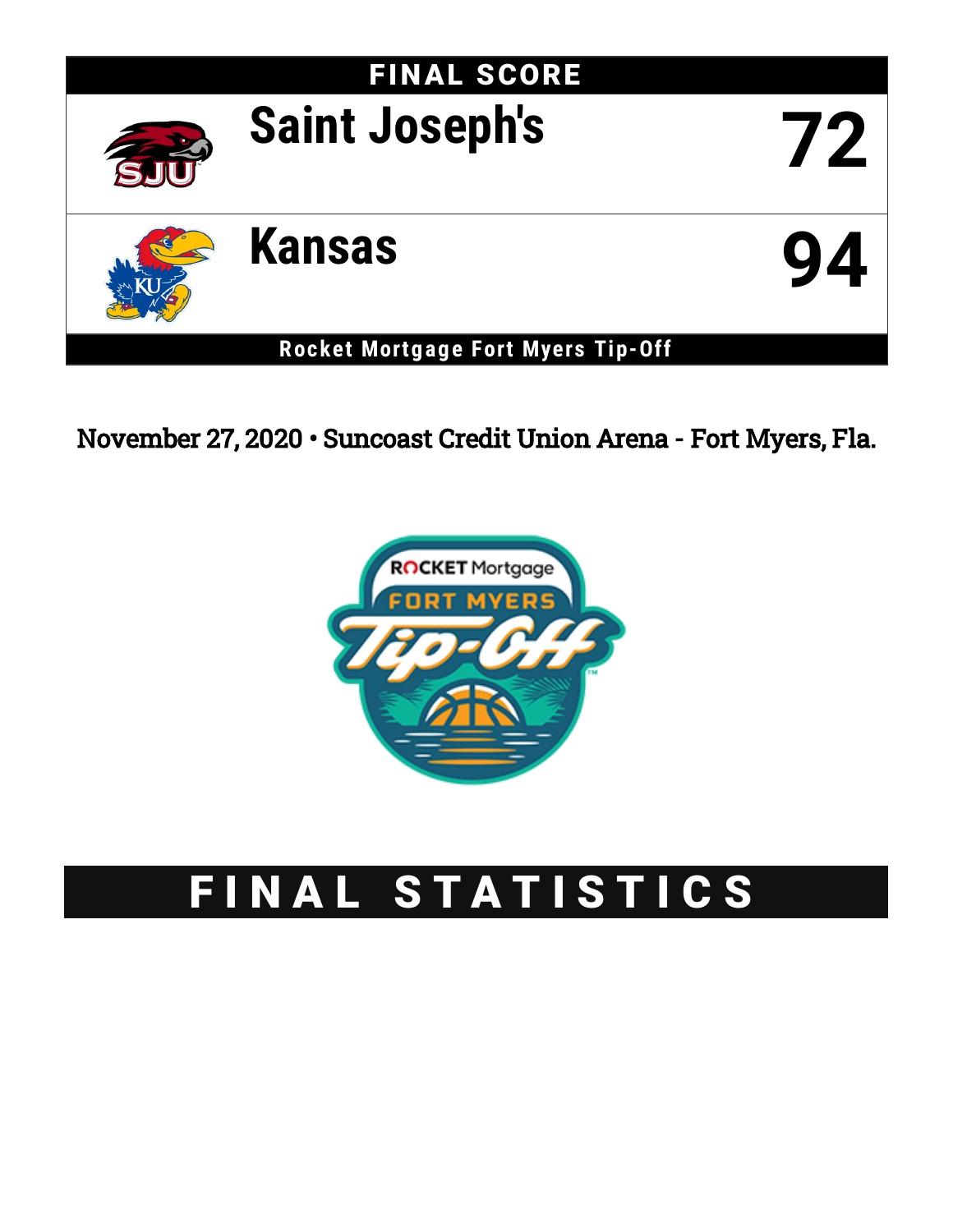# FINAL SCORE

| Team | Score |
| --- | --- |
| Saint Joseph's | 72 |
| Kansas | 94 |

**Rocket Mortgage Fort Myers Tip-Off**

November 27, 2020 • Suncoast Credit Union Arena - Fort Myers, Fla.

# FINAL STATISTICS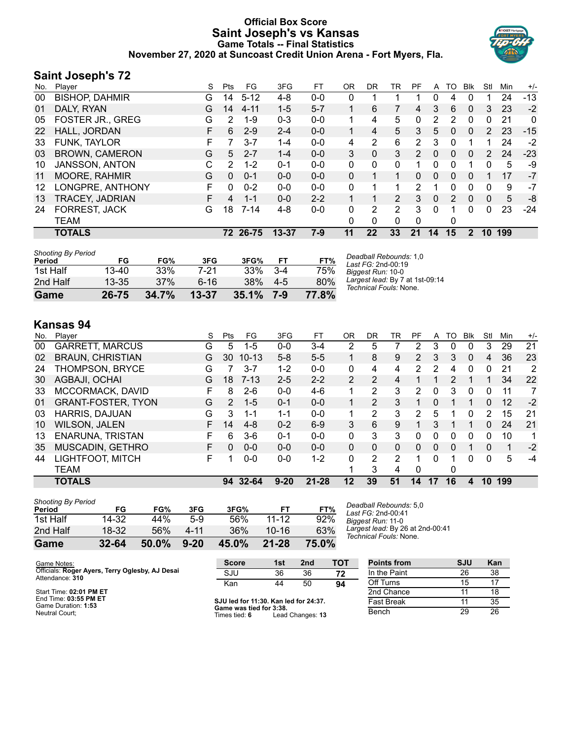# Official Box Score
# Saint Joseph's vs Kansas
### Game Totals -- Final Statistics
### November 27, 2020 at Suncoast Credit Union Arena - Fort Myers, Fla.

## Saint Joseph's 72

| No. | Player | S | Pts | FG | 3FG | FT | OR | DR | TR | PF | A | TO | Blk | Stl | Min | +/- |
|---|---|---|---|---|---|---|---|---|---|---|---|---|---|---|---|---|
| 00 | BISHOP, DAHMIR | G | 14 | 5-12 | 4-8 | 0-0 | 0 | 1 | 1 | 1 | 0 | 4 | 0 | 1 | 24 | -13 |
| 01 | DALY, RYAN | G | 14 | 4-11 | 1-5 | 5-7 | 1 | 6 | 7 | 4 | 3 | 6 | 0 | 3 | 23 | -2 |
| 05 | FOSTER JR., GREG | G | 2 | 1-9 | 0-3 | 0-0 | 1 | 4 | 5 | 0 | 2 | 2 | 0 | 0 | 21 | 0 |
| 22 | HALL, JORDAN | F | 6 | 2-9 | 2-4 | 0-0 | 1 | 4 | 5 | 3 | 5 | 0 | 0 | 2 | 23 | -15 |
| 33 | FUNK, TAYLOR | F | 7 | 3-7 | 1-4 | 0-0 | 4 | 2 | 6 | 2 | 3 | 0 | 1 | 1 | 24 | -2 |
| 03 | BROWN, CAMERON | G | 5 | 2-7 | 1-4 | 0-0 | 3 | 0 | 3 | 2 | 0 | 0 | 0 | 2 | 24 | -23 |
| 10 | JANSSON, ANTON | C | 2 | 1-2 | 0-1 | 0-0 | 0 | 0 | 0 | 1 | 0 | 0 | 1 | 0 | 5 | -9 |
| 11 | MOORE, RAHMIR | G | 0 | 0-1 | 0-0 | 0-0 | 0 | 1 | 1 | 0 | 0 | 0 | 0 | 1 | 17 | -7 |
| 12 | LONGPRE, ANTHONY | F | 0 | 0-2 | 0-0 | 0-0 | 0 | 1 | 1 | 2 | 1 | 0 | 0 | 0 | 9 | -7 |
| 13 | TRACEY, JADRIAN | F | 4 | 1-1 | 0-0 | 2-2 | 1 | 1 | 2 | 3 | 0 | 2 | 0 | 0 | 5 | -8 |
| 24 | FORREST, JACK | G | 18 | 7-14 | 4-8 | 0-0 | 0 | 2 | 2 | 3 | 0 | 1 | 0 | 0 | 23 | -24 |
| | TEAM | | | | | | 0 | 0 | 0 | 0 | | 0 | | | | |
| | **TOTALS** | | **72** | **26-75** | **13-37** | **7-9** | **11** | **22** | **33** | **21** | **14** | **15** | **2** | **10** | **199** | |

*Shooting By Period*

| Period | FG | FG% | 3FG | 3FG% | FT | FT% |
|---|---|---|---|---|---|---|
| 1st Half | 13-40 | 33% | 7-21 | 33% | 3-4 | 75% |
| 2nd Half | 13-35 | 37% | 6-16 | 38% | 4-5 | 80% |
| **Game** | **26-75** | **34.7%** | **13-37** | **35.1%** | **7-9** | **77.8%** |

*Deadball Rebounds:* 1,0
*Last FG:* 2nd-00:19
*Biggest Run:* 10-0
*Largest lead:* By 7 at 1st-09:14
*Technical Fouls:* None.

## Kansas 94

| No. | Player | S | Pts | FG | 3FG | FT | OR | DR | TR | PF | A | TO | Blk | Stl | Min | +/- |
|---|---|---|---|---|---|---|---|---|---|---|---|---|---|---|---|---|
| 00 | GARRETT, MARCUS | G | 5 | 1-5 | 0-0 | 3-4 | 2 | 5 | 7 | 2 | 3 | 0 | 0 | 3 | 29 | 21 |
| 02 | BRAUN, CHRISTIAN | G | 30 | 10-13 | 5-8 | 5-5 | 1 | 8 | 9 | 2 | 3 | 3 | 0 | 4 | 36 | 23 |
| 24 | THOMPSON, BRYCE | G | 7 | 3-7 | 1-2 | 0-0 | 0 | 4 | 4 | 2 | 2 | 4 | 0 | 0 | 21 | 2 |
| 30 | AGBAJI, OCHAI | G | 18 | 7-13 | 2-5 | 2-2 | 2 | 2 | 4 | 1 | 1 | 2 | 1 | 1 | 34 | 22 |
| 33 | MCCORMACK, DAVID | F | 8 | 2-6 | 0-0 | 4-6 | 1 | 2 | 3 | 2 | 0 | 3 | 0 | 0 | 11 | 7 |
| 01 | GRANT-FOSTER, TYON | G | 2 | 1-5 | 0-1 | 0-0 | 1 | 2 | 3 | 1 | 0 | 1 | 1 | 0 | 12 | -2 |
| 03 | HARRIS, DAJUAN | G | 3 | 1-1 | 1-1 | 0-0 | 1 | 2 | 3 | 2 | 5 | 1 | 0 | 2 | 15 | 21 |
| 10 | WILSON, JALEN | F | 14 | 4-8 | 0-2 | 6-9 | 3 | 6 | 9 | 1 | 3 | 1 | 1 | 0 | 24 | 21 |
| 13 | ENARUNA, TRISTAN | F | 6 | 3-6 | 0-1 | 0-0 | 0 | 3 | 3 | 0 | 0 | 0 | 0 | 0 | 10 | 1 |
| 35 | MUSCADIN, GETHRO | F | 0 | 0-0 | 0-0 | 0-0 | 0 | 0 | 0 | 0 | 0 | 0 | 1 | 0 | 1 | -2 |
| 44 | LIGHTFOOT, MITCH | F | 1 | 0-0 | 0-0 | 1-2 | 0 | 2 | 2 | 1 | 0 | 1 | 0 | 0 | 5 | -4 |
| | TEAM | | | | | | 1 | 3 | 4 | 0 | | 0 | | | | |
| | **TOTALS** | | **94** | **32-64** | **9-20** | **21-28** | **12** | **39** | **51** | **14** | **17** | **16** | **4** | **10** | **199** | |

*Shooting By Period*

| Period | FG | FG% | 3FG | 3FG% | FT | FT% |
|---|---|---|---|---|---|---|
| 1st Half | 14-32 | 44% | 5-9 | 56% | 11-12 | 92% |
| 2nd Half | 18-32 | 56% | 4-11 | 36% | 10-16 | 63% |
| **Game** | **32-64** | **50.0%** | **9-20** | **45.0%** | **21-28** | **75.0%** |

*Deadball Rebounds:* 5,0
*Last FG:* 2nd-00:41
*Biggest Run:* 11-0
*Largest lead:* By 26 at 2nd-00:41
*Technical Fouls:* None.

Game Notes:
Officials: **Roger Ayers, Terry Oglesby, AJ Desai**
Attendance: **310**

Start Time: **02:01 PM ET**
End Time: **03:55 PM ET**
Game Duration: **1:53**
Neutral Court;

| Score | 1st | 2nd | TOT |
|---|---|---|---|
| SJU | 36 | 36 | **72** |
| Kan | 44 | 50 | **94** |

**SJU led for 11:30. Kan led for 24:37.**
**Game was tied for 3:38.**
Times tied: **6** Lead Changes: **13**

| Points from | SJU | Kan |
|---|---|---|
| In the Paint | 26 | 38 |
| Off Turns | 15 | 17 |
| 2nd Chance | 11 | 18 |
| Fast Break | 11 | 35 |
| Bench | 29 | 26 |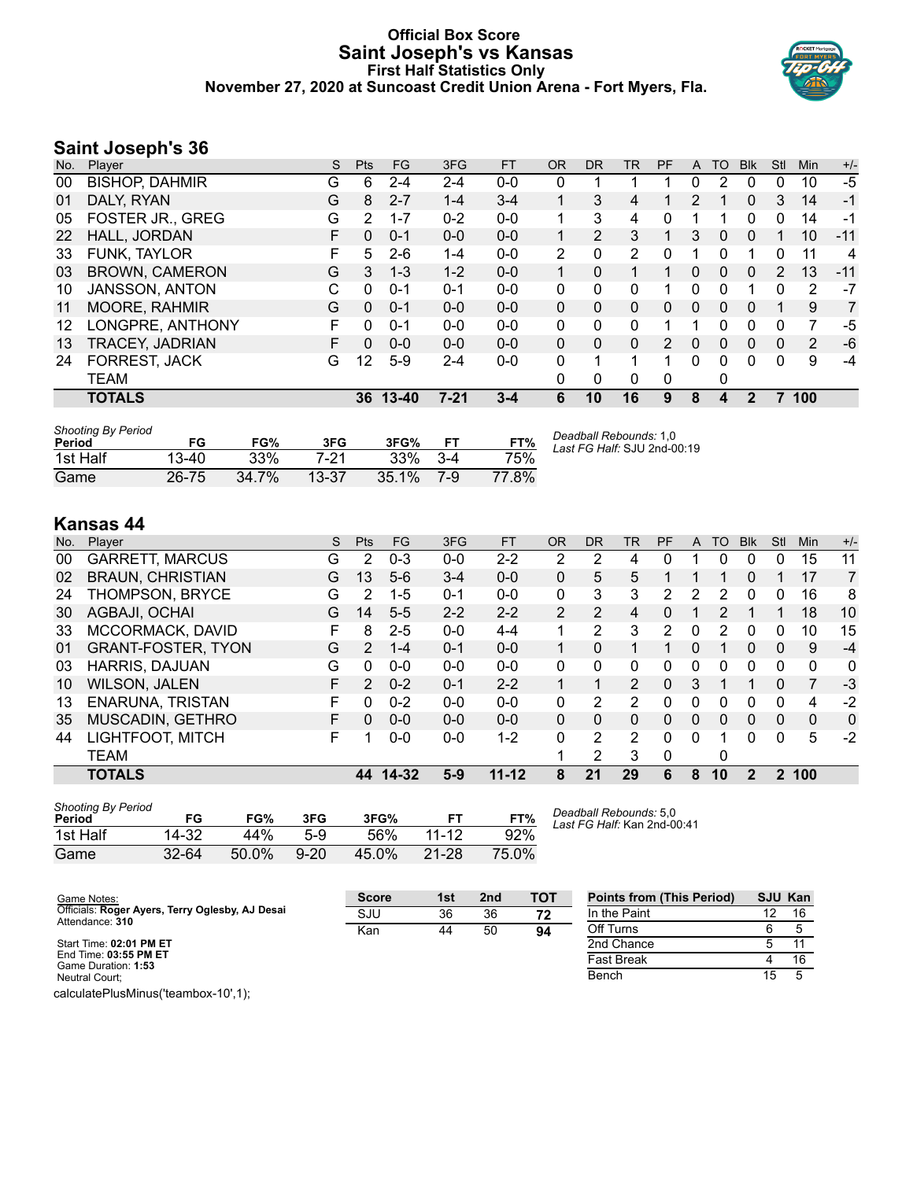# Official Box Score
## Saint Joseph's vs Kansas
### First Half Statistics Only
### November 27, 2020 at Suncoast Credit Union Arena - Fort Myers, Fla.

## Saint Joseph's 36

| No. | Player | S | Pts | FG | 3FG | FT | OR | DR | TR | PF | A | TO | Blk | Stl | Min | +/- |
|---|---|---|---|---|---|---|---|---|---|---|---|---|---|---|---|---|
| 00 | BISHOP, DAHMIR | G | 6 | 2-4 | 2-4 | 0-0 | 0 | 1 | 1 | 1 | 0 | 2 | 0 | 0 | 10 | -5 |
| 01 | DALY, RYAN | G | 8 | 2-7 | 1-4 | 3-4 | 1 | 3 | 4 | 1 | 2 | 1 | 0 | 3 | 14 | -1 |
| 05 | FOSTER JR., GREG | G | 2 | 1-7 | 0-2 | 0-0 | 1 | 3 | 4 | 0 | 1 | 1 | 0 | 0 | 14 | -1 |
| 22 | HALL, JORDAN | F | 0 | 0-1 | 0-0 | 0-0 | 1 | 2 | 3 | 1 | 3 | 0 | 0 | 1 | 10 | -11 |
| 33 | FUNK, TAYLOR | F | 5 | 2-6 | 1-4 | 0-0 | 2 | 0 | 2 | 0 | 1 | 0 | 1 | 0 | 11 | 4 |
| 03 | BROWN, CAMERON | G | 3 | 1-3 | 1-2 | 0-0 | 1 | 0 | 1 | 1 | 0 | 0 | 0 | 2 | 13 | -11 |
| 10 | JANSSON, ANTON | C | 0 | 0-1 | 0-1 | 0-0 | 0 | 0 | 0 | 1 | 0 | 0 | 1 | 0 | 2 | -7 |
| 11 | MOORE, RAHMIR | G | 0 | 0-1 | 0-0 | 0-0 | 0 | 0 | 0 | 0 | 0 | 0 | 0 | 1 | 9 | 7 |
| 12 | LONGPRE, ANTHONY | F | 0 | 0-1 | 0-0 | 0-0 | 0 | 0 | 0 | 1 | 1 | 0 | 0 | 0 | 7 | -5 |
| 13 | TRACEY, JADRIAN | F | 0 | 0-0 | 0-0 | 0-0 | 0 | 0 | 0 | 2 | 0 | 0 | 0 | 0 | 2 | -6 |
| 24 | FORREST, JACK | G | 12 | 5-9 | 2-4 | 0-0 | 0 | 1 | 1 | 1 | 0 | 0 | 0 | 0 | 9 | -4 |
| | TEAM | | | | | | 0 | 0 | 0 | 0 | | 0 | | | | |
| | **TOTALS** | | **36** | **13-40** | **7-21** | **3-4** | **6** | **10** | **16** | **9** | **8** | **4** | **2** | **7** | **100** | |

| Shooting By Period Period | FG | FG% | 3FG | 3FG% | FT | FT% |
|---|---|---|---|---|---|---|
| 1st Half | 13-40 | 33% | 7-21 | 33% | 3-4 | 75% |
| Game | 26-75 | 34.7% | 13-37 | 35.1% | 7-9 | 77.8% |

*Deadball Rebounds:* 1,0
*Last FG Half:* SJU 2nd-00:19

## Kansas 44

| No. | Player | S | Pts | FG | 3FG | FT | OR | DR | TR | PF | A | TO | Blk | Stl | Min | +/- |
|---|---|---|---|---|---|---|---|---|---|---|---|---|---|---|---|---|
| 00 | GARRETT, MARCUS | G | 2 | 0-3 | 0-0 | 2-2 | 2 | 2 | 4 | 0 | 1 | 0 | 0 | 0 | 15 | 11 |
| 02 | BRAUN, CHRISTIAN | G | 13 | 5-6 | 3-4 | 0-0 | 0 | 5 | 5 | 1 | 1 | 1 | 0 | 1 | 17 | 7 |
| 24 | THOMPSON, BRYCE | G | 2 | 1-5 | 0-1 | 0-0 | 0 | 3 | 3 | 2 | 2 | 2 | 0 | 0 | 16 | 8 |
| 30 | AGBAJI, OCHAI | G | 14 | 5-5 | 2-2 | 2-2 | 2 | 2 | 4 | 0 | 1 | 2 | 1 | 1 | 18 | 10 |
| 33 | MCCORMACK, DAVID | F | 8 | 2-5 | 0-0 | 4-4 | 1 | 2 | 3 | 2 | 0 | 2 | 0 | 0 | 10 | 15 |
| 01 | GRANT-FOSTER, TYON | G | 2 | 1-4 | 0-1 | 0-0 | 1 | 0 | 1 | 1 | 0 | 1 | 0 | 0 | 9 | -4 |
| 03 | HARRIS, DAJUAN | G | 0 | 0-0 | 0-0 | 0-0 | 0 | 0 | 0 | 0 | 0 | 0 | 0 | 0 | 0 | 0 |
| 10 | WILSON, JALEN | F | 2 | 0-2 | 0-1 | 2-2 | 1 | 1 | 2 | 0 | 3 | 1 | 1 | 0 | 7 | -3 |
| 13 | ENARUNA, TRISTAN | F | 0 | 0-2 | 0-0 | 0-0 | 0 | 2 | 2 | 0 | 0 | 0 | 0 | 0 | 4 | -2 |
| 35 | MUSCADIN, GETHRO | F | 0 | 0-0 | 0-0 | 0-0 | 0 | 0 | 0 | 0 | 0 | 0 | 0 | 0 | 0 | 0 |
| 44 | LIGHTFOOT, MITCH | F | 1 | 0-0 | 0-0 | 1-2 | 0 | 2 | 2 | 0 | 0 | 1 | 0 | 0 | 5 | -2 |
| | TEAM | | | | | | 1 | 2 | 3 | 0 | | 0 | | | | |
| | **TOTALS** | | **44** | **14-32** | **5-9** | **11-12** | **8** | **21** | **29** | **6** | **8** | **10** | **2** | **2** | **100** | |

| Shooting By Period Period | FG | FG% | 3FG | 3FG% | FT | FT% |
|---|---|---|---|---|---|---|
| 1st Half | 14-32 | 44% | 5-9 | 56% | 11-12 | 92% |
| Game | 32-64 | 50.0% | 9-20 | 45.0% | 21-28 | 75.0% |

*Deadball Rebounds:* 5,0
*Last FG Half:* Kan 2nd-00:41

Game Notes:
Officials: **Roger Ayers, Terry Oglesby, AJ Desai**
Attendance: **310**

Start Time: **02:01 PM ET**
End Time: **03:55 PM ET**
Game Duration: **1:53**
Neutral Court;

| Score | 1st | 2nd | TOT |
|---|---|---|---|
| SJU | 36 | 36 | **72** |
| Kan | 44 | 50 | **94** |

| Points from (This Period) | SJU | Kan |
|---|---|---|
| In the Paint | 12 | 16 |
| Off Turns | 6 | 5 |
| 2nd Chance | 5 | 11 |
| Fast Break | 4 | 16 |
| Bench | 15 | 5 |

calculatePlusMinus('teambox-10',1);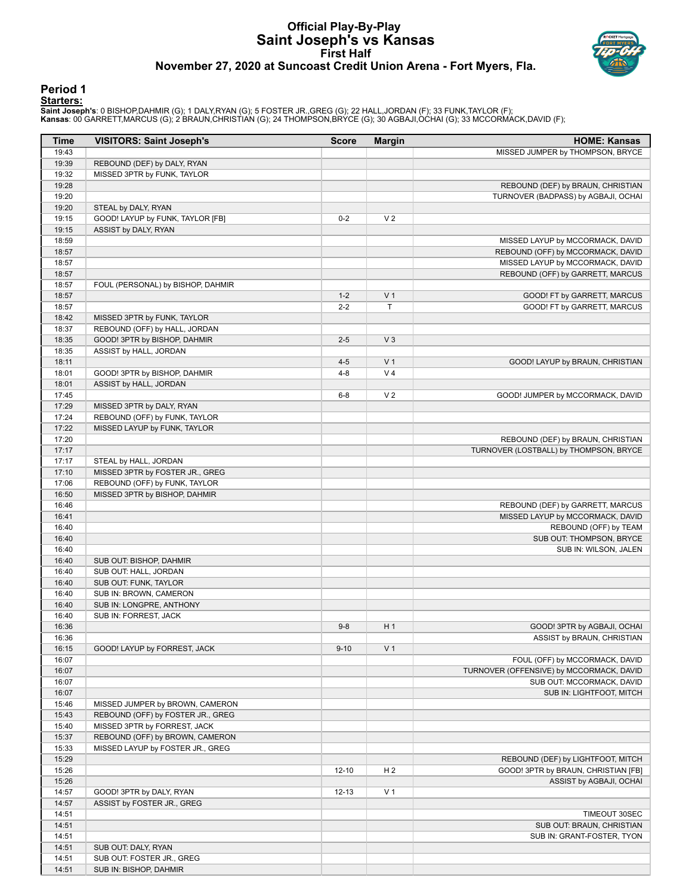# Official Play-By-Play
## Saint Joseph's vs Kansas
### First Half
### November 27, 2020 at Suncoast Credit Union Arena - Fort Myers, Fla.

## Period 1

**Starters:**

**Saint Joseph's**: 0 BISHOP,DAHMIR (G); 1 DALY,RYAN (G); 5 FOSTER JR.,GREG (G); 22 HALL,JORDAN (F); 33 FUNK,TAYLOR (F);
**Kansas**: 00 GARRETT,MARCUS (G); 2 BRAUN,CHRISTIAN (G); 24 THOMPSON,BRYCE (G); 30 AGBAJI,OCHAI (G); 33 MCCORMACK,DAVID (F);

| Time | VISITORS: Saint Joseph's | Score | Margin | HOME: Kansas |
|---|---|---|---|---|
| 19:43 | | | | MISSED JUMPER by THOMPSON, BRYCE |
| 19:39 | REBOUND (DEF) by DALY, RYAN | | | |
| 19:32 | MISSED 3PTR by FUNK, TAYLOR | | | |
| 19:28 | | | | REBOUND (DEF) by BRAUN, CHRISTIAN |
| 19:20 | | | | TURNOVER (BADPASS) by AGBAJI, OCHAI |
| 19:20 | STEAL by DALY, RYAN | | | |
| 19:15 | GOOD! LAYUP by FUNK, TAYLOR [FB] | 0-2 | V 2 | |
| 19:15 | ASSIST by DALY, RYAN | | | |
| 18:59 | | | | MISSED LAYUP by MCCORMACK, DAVID |
| 18:57 | | | | REBOUND (OFF) by MCCORMACK, DAVID |
| 18:57 | | | | MISSED LAYUP by MCCORMACK, DAVID |
| 18:57 | | | | REBOUND (OFF) by GARRETT, MARCUS |
| 18:57 | FOUL (PERSONAL) by BISHOP, DAHMIR | | | |
| 18:57 | | 1-2 | V 1 | GOOD! FT by GARRETT, MARCUS |
| 18:57 | | 2-2 | T | GOOD! FT by GARRETT, MARCUS |
| 18:42 | MISSED 3PTR by FUNK, TAYLOR | | | |
| 18:37 | REBOUND (OFF) by HALL, JORDAN | | | |
| 18:35 | GOOD! 3PTR by BISHOP, DAHMIR | 2-5 | V 3 | |
| 18:35 | ASSIST by HALL, JORDAN | | | |
| 18:11 | | 4-5 | V 1 | GOOD! LAYUP by BRAUN, CHRISTIAN |
| 18:01 | GOOD! 3PTR by BISHOP, DAHMIR | 4-8 | V 4 | |
| 18:01 | ASSIST by HALL, JORDAN | | | |
| 17:45 | | 6-8 | V 2 | GOOD! JUMPER by MCCORMACK, DAVID |
| 17:29 | MISSED 3PTR by DALY, RYAN | | | |
| 17:24 | REBOUND (OFF) by FUNK, TAYLOR | | | |
| 17:22 | MISSED LAYUP by FUNK, TAYLOR | | | |
| 17:20 | | | | REBOUND (DEF) by BRAUN, CHRISTIAN |
| 17:17 | | | | TURNOVER (LOSTBALL) by THOMPSON, BRYCE |
| 17:17 | STEAL by HALL, JORDAN | | | |
| 17:10 | MISSED 3PTR by FOSTER JR., GREG | | | |
| 17:06 | REBOUND (OFF) by FUNK, TAYLOR | | | |
| 16:50 | MISSED 3PTR by BISHOP, DAHMIR | | | |
| 16:46 | | | | REBOUND (DEF) by GARRETT, MARCUS |
| 16:41 | | | | MISSED LAYUP by MCCORMACK, DAVID |
| 16:40 | | | | REBOUND (OFF) by TEAM |
| 16:40 | | | | SUB OUT: THOMPSON, BRYCE |
| 16:40 | | | | SUB IN: WILSON, JALEN |
| 16:40 | SUB OUT: BISHOP, DAHMIR | | | |
| 16:40 | SUB OUT: HALL, JORDAN | | | |
| 16:40 | SUB OUT: FUNK, TAYLOR | | | |
| 16:40 | SUB IN: BROWN, CAMERON | | | |
| 16:40 | SUB IN: LONGPRE, ANTHONY | | | |
| 16:40 | SUB IN: FORREST, JACK | | | |
| 16:36 | | 9-8 | H 1 | GOOD! 3PTR by AGBAJI, OCHAI |
| 16:36 | | | | ASSIST by BRAUN, CHRISTIAN |
| 16:15 | GOOD! LAYUP by FORREST, JACK | 9-10 | V 1 | |
| 16:07 | | | | FOUL (OFF) by MCCORMACK, DAVID |
| 16:07 | | | | TURNOVER (OFFENSIVE) by MCCORMACK, DAVID |
| 16:07 | | | | SUB OUT: MCCORMACK, DAVID |
| 16:07 | | | | SUB IN: LIGHTFOOT, MITCH |
| 15:46 | MISSED JUMPER by BROWN, CAMERON | | | |
| 15:43 | REBOUND (OFF) by FOSTER JR., GREG | | | |
| 15:40 | MISSED 3PTR by FORREST, JACK | | | |
| 15:37 | REBOUND (OFF) by BROWN, CAMERON | | | |
| 15:33 | MISSED LAYUP by FOSTER JR., GREG | | | |
| 15:29 | | | | REBOUND (DEF) by LIGHTFOOT, MITCH |
| 15:26 | | 12-10 | H 2 | GOOD! 3PTR by BRAUN, CHRISTIAN [FB] |
| 15:26 | | | | ASSIST by AGBAJI, OCHAI |
| 14:57 | GOOD! 3PTR by DALY, RYAN | 12-13 | V 1 | |
| 14:57 | ASSIST by FOSTER JR., GREG | | | |
| 14:51 | | | | TIMEOUT 30SEC |
| 14:51 | | | | SUB OUT: BRAUN, CHRISTIAN |
| 14:51 | | | | SUB IN: GRANT-FOSTER, TYON |
| 14:51 | SUB OUT: DALY, RYAN | | | |
| 14:51 | SUB OUT: FOSTER JR., GREG | | | |
| 14:51 | SUB IN: BISHOP, DAHMIR | | | |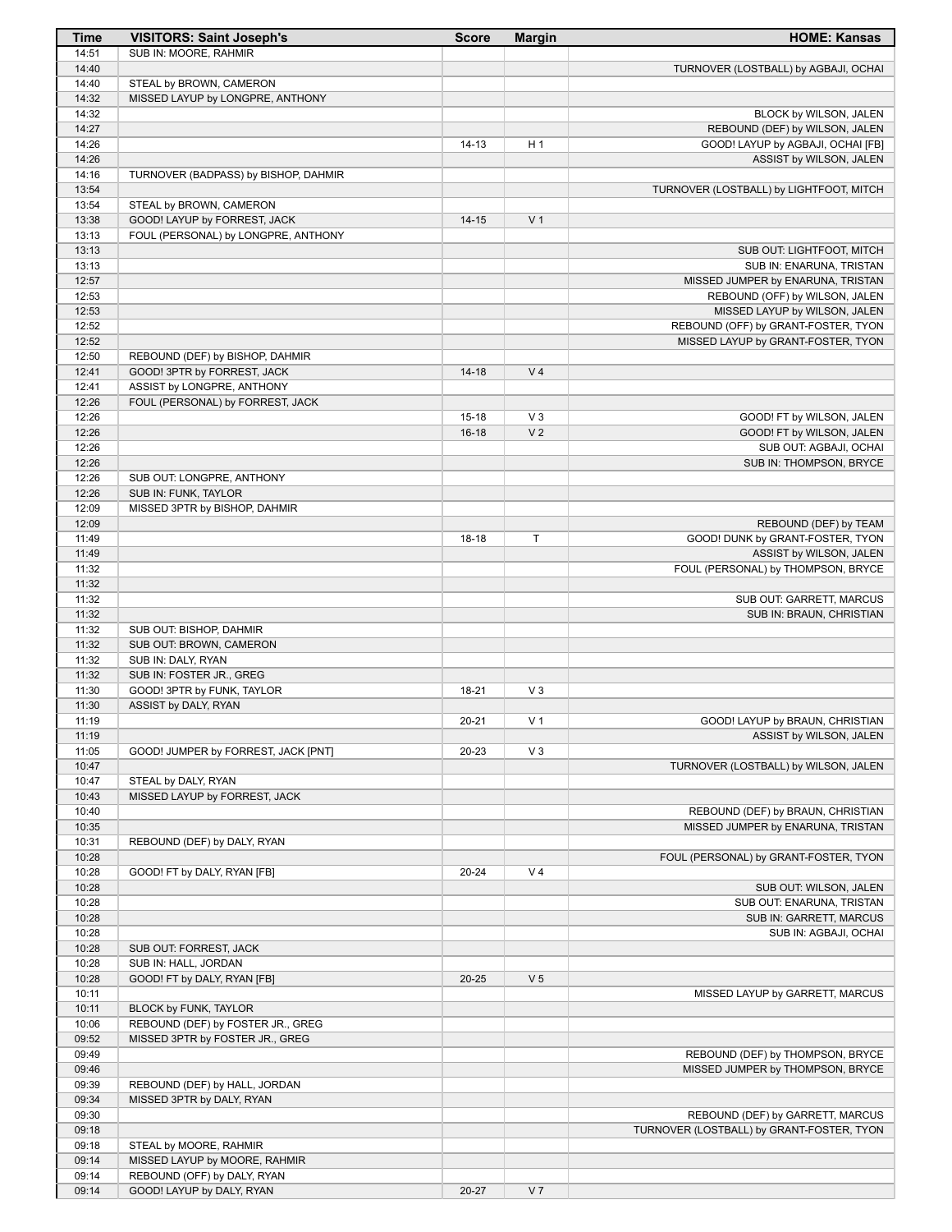| Time | VISITORS: Saint Joseph's | Score | Margin | HOME: Kansas |
|---|---|---|---|---|
| 14:51 | SUB IN: MOORE, RAHMIR | | | |
| 14:40 | | | | TURNOVER (LOSTBALL) by AGBAJI, OCHAI |
| 14:40 | STEAL by BROWN, CAMERON | | | |
| 14:32 | MISSED LAYUP by LONGPRE, ANTHONY | | | |
| 14:32 | | | | BLOCK by WILSON, JALEN |
| 14:27 | | | | REBOUND (DEF) by WILSON, JALEN |
| 14:26 | | 14-13 | H 1 | GOOD! LAYUP by AGBAJI, OCHAI [FB] |
| 14:26 | | | | ASSIST by WILSON, JALEN |
| 14:16 | TURNOVER (BADPASS) by BISHOP, DAHMIR | | | |
| 13:54 | | | | TURNOVER (LOSTBALL) by LIGHTFOOT, MITCH |
| 13:54 | STEAL by BROWN, CAMERON | | | |
| 13:38 | GOOD! LAYUP by FORREST, JACK | 14-15 | V 1 | |
| 13:13 | FOUL (PERSONAL) by LONGPRE, ANTHONY | | | |
| 13:13 | | | | SUB OUT: LIGHTFOOT, MITCH |
| 13:13 | | | | SUB IN: ENARUNA, TRISTAN |
| 12:57 | | | | MISSED JUMPER by ENARUNA, TRISTAN |
| 12:53 | | | | REBOUND (OFF) by WILSON, JALEN |
| 12:53 | | | | MISSED LAYUP by WILSON, JALEN |
| 12:52 | | | | REBOUND (OFF) by GRANT-FOSTER, TYON |
| 12:52 | | | | MISSED LAYUP by GRANT-FOSTER, TYON |
| 12:50 | REBOUND (DEF) by BISHOP, DAHMIR | | | |
| 12:41 | GOOD! 3PTR by FORREST, JACK | 14-18 | V 4 | |
| 12:41 | ASSIST by LONGPRE, ANTHONY | | | |
| 12:26 | FOUL (PERSONAL) by FORREST, JACK | | | |
| 12:26 | | 15-18 | V 3 | GOOD! FT by WILSON, JALEN |
| 12:26 | | 16-18 | V 2 | GOOD! FT by WILSON, JALEN |
| 12:26 | | | | SUB OUT: AGBAJI, OCHAI |
| 12:26 | | | | SUB IN: THOMPSON, BRYCE |
| 12:26 | SUB OUT: LONGPRE, ANTHONY | | | |
| 12:26 | SUB IN: FUNK, TAYLOR | | | |
| 12:09 | MISSED 3PTR by BISHOP, DAHMIR | | | |
| 12:09 | | | | REBOUND (DEF) by TEAM |
| 11:49 | | 18-18 | T | GOOD! DUNK by GRANT-FOSTER, TYON |
| 11:49 | | | | ASSIST by WILSON, JALEN |
| 11:32 | | | | FOUL (PERSONAL) by THOMPSON, BRYCE |
| 11:32 | | | | |
| 11:32 | | | | SUB OUT: GARRETT, MARCUS |
| 11:32 | | | | SUB IN: BRAUN, CHRISTIAN |
| 11:32 | SUB OUT: BISHOP, DAHMIR | | | |
| 11:32 | SUB OUT: BROWN, CAMERON | | | |
| 11:32 | SUB IN: DALY, RYAN | | | |
| 11:32 | SUB IN: FOSTER JR., GREG | | | |
| 11:30 | GOOD! 3PTR by FUNK, TAYLOR | 18-21 | V 3 | |
| 11:30 | ASSIST by DALY, RYAN | | | |
| 11:19 | | 20-21 | V 1 | GOOD! LAYUP by BRAUN, CHRISTIAN |
| 11:19 | | | | ASSIST by WILSON, JALEN |
| 11:05 | GOOD! JUMPER by FORREST, JACK [PNT] | 20-23 | V 3 | |
| 10:47 | | | | TURNOVER (LOSTBALL) by WILSON, JALEN |
| 10:47 | STEAL by DALY, RYAN | | | |
| 10:43 | MISSED LAYUP by FORREST, JACK | | | |
| 10:40 | | | | REBOUND (DEF) by BRAUN, CHRISTIAN |
| 10:35 | | | | MISSED JUMPER by ENARUNA, TRISTAN |
| 10:31 | REBOUND (DEF) by DALY, RYAN | | | |
| 10:28 | | | | FOUL (PERSONAL) by GRANT-FOSTER, TYON |
| 10:28 | GOOD! FT by DALY, RYAN [FB] | 20-24 | V 4 | |
| 10:28 | | | | SUB OUT: WILSON, JALEN |
| 10:28 | | | | SUB OUT: ENARUNA, TRISTAN |
| 10:28 | | | | SUB IN: GARRETT, MARCUS |
| 10:28 | | | | SUB IN: AGBAJI, OCHAI |
| 10:28 | SUB OUT: FORREST, JACK | | | |
| 10:28 | SUB IN: HALL, JORDAN | | | |
| 10:28 | GOOD! FT by DALY, RYAN [FB] | 20-25 | V 5 | |
| 10:11 | | | | MISSED LAYUP by GARRETT, MARCUS |
| 10:11 | BLOCK by FUNK, TAYLOR | | | |
| 10:06 | REBOUND (DEF) by FOSTER JR., GREG | | | |
| 09:52 | MISSED 3PTR by FOSTER JR., GREG | | | |
| 09:49 | | | | REBOUND (DEF) by THOMPSON, BRYCE |
| 09:46 | | | | MISSED JUMPER by THOMPSON, BRYCE |
| 09:39 | REBOUND (DEF) by HALL, JORDAN | | | |
| 09:34 | MISSED 3PTR by DALY, RYAN | | | |
| 09:30 | | | | REBOUND (DEF) by GARRETT, MARCUS |
| 09:18 | | | | TURNOVER (LOSTBALL) by GRANT-FOSTER, TYON |
| 09:18 | STEAL by MOORE, RAHMIR | | | |
| 09:14 | MISSED LAYUP by MOORE, RAHMIR | | | |
| 09:14 | REBOUND (OFF) by DALY, RYAN | | | |
| 09:14 | GOOD! LAYUP by DALY, RYAN | 20-27 | V 7 | |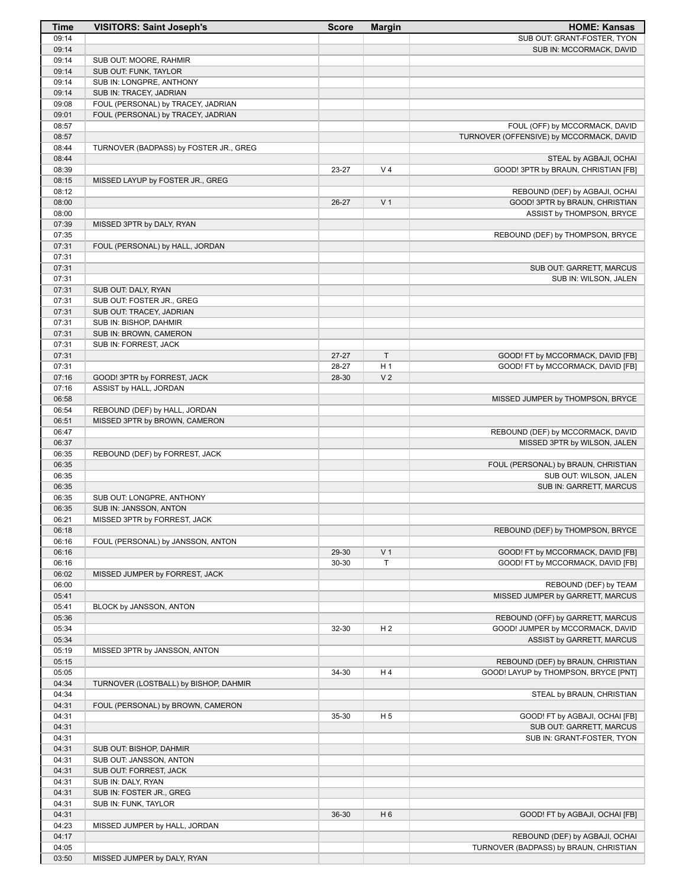| Time | VISITORS: Saint Joseph's | Score | Margin | HOME: Kansas |
|---|---|---|---|---|
| 09:14 | | | | SUB OUT: GRANT-FOSTER, TYON |
| 09:14 | | | | SUB IN: MCCORMACK, DAVID |
| 09:14 | SUB OUT: MOORE, RAHMIR | | | |
| 09:14 | SUB OUT: FUNK, TAYLOR | | | |
| 09:14 | SUB IN: LONGPRE, ANTHONY | | | |
| 09:14 | SUB IN: TRACEY, JADRIAN | | | |
| 09:08 | FOUL (PERSONAL) by TRACEY, JADRIAN | | | |
| 09:01 | FOUL (PERSONAL) by TRACEY, JADRIAN | | | |
| 08:57 | | | | FOUL (OFF) by MCCORMACK, DAVID |
| 08:57 | | | | TURNOVER (OFFENSIVE) by MCCORMACK, DAVID |
| 08:44 | TURNOVER (BADPASS) by FOSTER JR., GREG | | | |
| 08:44 | | | | STEAL by AGBAJI, OCHAI |
| 08:39 | | 23-27 | V 4 | GOOD! 3PTR by BRAUN, CHRISTIAN [FB] |
| 08:15 | MISSED LAYUP by FOSTER JR., GREG | | | |
| 08:12 | | | | REBOUND (DEF) by AGBAJI, OCHAI |
| 08:00 | | 26-27 | V 1 | GOOD! 3PTR by BRAUN, CHRISTIAN |
| 08:00 | | | | ASSIST by THOMPSON, BRYCE |
| 07:39 | MISSED 3PTR by DALY, RYAN | | | |
| 07:35 | | | | REBOUND (DEF) by THOMPSON, BRYCE |
| 07:31 | FOUL (PERSONAL) by HALL, JORDAN | | | |
| 07:31 | | | | |
| 07:31 | | | | SUB OUT: GARRETT, MARCUS |
| 07:31 | | | | SUB IN: WILSON, JALEN |
| 07:31 | SUB OUT: DALY, RYAN | | | |
| 07:31 | SUB OUT: FOSTER JR., GREG | | | |
| 07:31 | SUB OUT: TRACEY, JADRIAN | | | |
| 07:31 | SUB IN: BISHOP, DAHMIR | | | |
| 07:31 | SUB IN: BROWN, CAMERON | | | |
| 07:31 | SUB IN: FORREST, JACK | | | |
| 07:31 | | 27-27 | T | GOOD! FT by MCCORMACK, DAVID [FB] |
| 07:31 | | 28-27 | H 1 | GOOD! FT by MCCORMACK, DAVID [FB] |
| 07:16 | GOOD! 3PTR by FORREST, JACK | 28-30 | V 2 | |
| 07:16 | ASSIST by HALL, JORDAN | | | |
| 06:58 | | | | MISSED JUMPER by THOMPSON, BRYCE |
| 06:54 | REBOUND (DEF) by HALL, JORDAN | | | |
| 06:51 | MISSED 3PTR by BROWN, CAMERON | | | |
| 06:47 | | | | REBOUND (DEF) by MCCORMACK, DAVID |
| 06:37 | | | | MISSED 3PTR by WILSON, JALEN |
| 06:35 | REBOUND (DEF) by FORREST, JACK | | | |
| 06:35 | | | | FOUL (PERSONAL) by BRAUN, CHRISTIAN |
| 06:35 | | | | SUB OUT: WILSON, JALEN |
| 06:35 | | | | SUB IN: GARRETT, MARCUS |
| 06:35 | SUB OUT: LONGPRE, ANTHONY | | | |
| 06:35 | SUB IN: JANSSON, ANTON | | | |
| 06:21 | MISSED 3PTR by FORREST, JACK | | | |
| 06:18 | | | | REBOUND (DEF) by THOMPSON, BRYCE |
| 06:16 | FOUL (PERSONAL) by JANSSON, ANTON | | | |
| 06:16 | | 29-30 | V 1 | GOOD! FT by MCCORMACK, DAVID [FB] |
| 06:16 | | 30-30 | T | GOOD! FT by MCCORMACK, DAVID [FB] |
| 06:02 | MISSED JUMPER by FORREST, JACK | | | |
| 06:00 | | | | REBOUND (DEF) by TEAM |
| 05:41 | | | | MISSED JUMPER by GARRETT, MARCUS |
| 05:41 | BLOCK by JANSSON, ANTON | | | |
| 05:36 | | | | REBOUND (OFF) by GARRETT, MARCUS |
| 05:34 | | 32-30 | H 2 | GOOD! JUMPER by MCCORMACK, DAVID |
| 05:34 | | | | ASSIST by GARRETT, MARCUS |
| 05:19 | MISSED 3PTR by JANSSON, ANTON | | | |
| 05:15 | | | | REBOUND (DEF) by BRAUN, CHRISTIAN |
| 05:05 | | 34-30 | H 4 | GOOD! LAYUP by THOMPSON, BRYCE [PNT] |
| 04:34 | TURNOVER (LOSTBALL) by BISHOP, DAHMIR | | | |
| 04:34 | | | | STEAL by BRAUN, CHRISTIAN |
| 04:31 | FOUL (PERSONAL) by BROWN, CAMERON | | | |
| 04:31 | | 35-30 | H 5 | GOOD! FT by AGBAJI, OCHAI [FB] |
| 04:31 | | | | SUB OUT: GARRETT, MARCUS |
| 04:31 | | | | SUB IN: GRANT-FOSTER, TYON |
| 04:31 | SUB OUT: BISHOP, DAHMIR | | | |
| 04:31 | SUB OUT: JANSSON, ANTON | | | |
| 04:31 | SUB OUT: FORREST, JACK | | | |
| 04:31 | SUB IN: DALY, RYAN | | | |
| 04:31 | SUB IN: FOSTER JR., GREG | | | |
| 04:31 | SUB IN: FUNK, TAYLOR | | | |
| 04:31 | | 36-30 | H 6 | GOOD! FT by AGBAJI, OCHAI [FB] |
| 04:23 | MISSED JUMPER by HALL, JORDAN | | | |
| 04:17 | | | | REBOUND (DEF) by AGBAJI, OCHAI |
| 04:05 | | | | TURNOVER (BADPASS) by BRAUN, CHRISTIAN |
| 03:50 | MISSED JUMPER by DALY, RYAN | | | |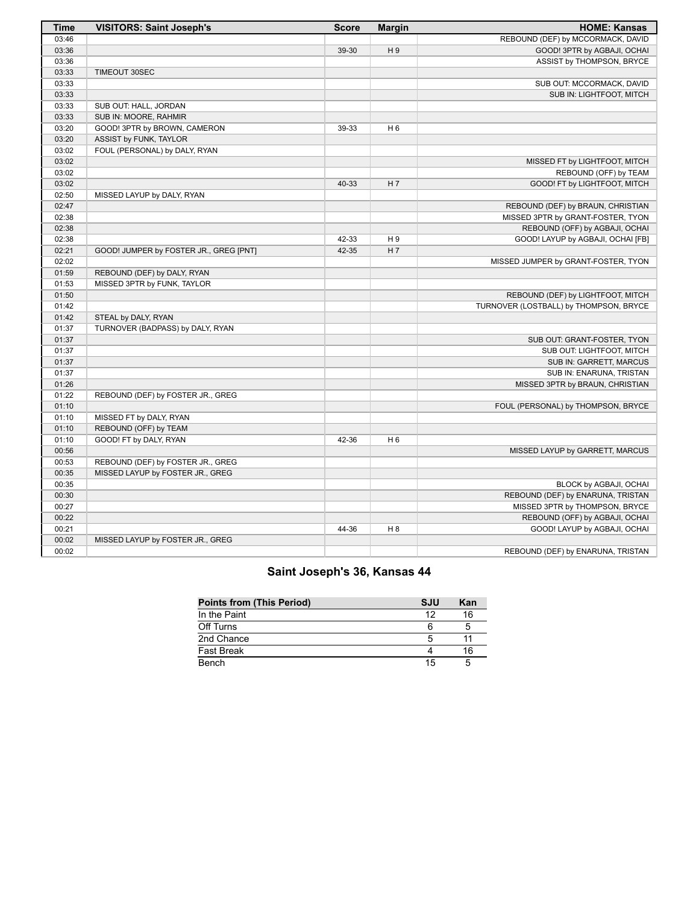| Time | VISITORS: Saint Joseph's | Score | Margin | HOME: Kansas |
|---|---|---|---|---|
| 03:46 | | | | REBOUND (DEF) by MCCORMACK, DAVID |
| 03:36 | | 39-30 | H 9 | GOOD! 3PTR by AGBAJI, OCHAI |
| 03:36 | | | | ASSIST by THOMPSON, BRYCE |
| 03:33 | TIMEOUT 30SEC | | | |
| 03:33 | | | | SUB OUT: MCCORMACK, DAVID |
| 03:33 | | | | SUB IN: LIGHTFOOT, MITCH |
| 03:33 | SUB OUT: HALL, JORDAN | | | |
| 03:33 | SUB IN: MOORE, RAHMIR | | | |
| 03:20 | GOOD! 3PTR by BROWN, CAMERON | 39-33 | H 6 | |
| 03:20 | ASSIST by FUNK, TAYLOR | | | |
| 03:02 | FOUL (PERSONAL) by DALY, RYAN | | | |
| 03:02 | | | | MISSED FT by LIGHTFOOT, MITCH |
| 03:02 | | | | REBOUND (OFF) by TEAM |
| 03:02 | | 40-33 | H 7 | GOOD! FT by LIGHTFOOT, MITCH |
| 02:50 | MISSED LAYUP by DALY, RYAN | | | |
| 02:47 | | | | REBOUND (DEF) by BRAUN, CHRISTIAN |
| 02:38 | | | | MISSED 3PTR by GRANT-FOSTER, TYON |
| 02:38 | | | | REBOUND (OFF) by AGBAJI, OCHAI |
| 02:38 | | 42-33 | H 9 | GOOD! LAYUP by AGBAJI, OCHAI [FB] |
| 02:21 | GOOD! JUMPER by FOSTER JR., GREG [PNT] | 42-35 | H 7 | |
| 02:02 | | | | MISSED JUMPER by GRANT-FOSTER, TYON |
| 01:59 | REBOUND (DEF) by DALY, RYAN | | | |
| 01:53 | MISSED 3PTR by FUNK, TAYLOR | | | |
| 01:50 | | | | REBOUND (DEF) by LIGHTFOOT, MITCH |
| 01:42 | | | | TURNOVER (LOSTBALL) by THOMPSON, BRYCE |
| 01:42 | STEAL by DALY, RYAN | | | |
| 01:37 | TURNOVER (BADPASS) by DALY, RYAN | | | |
| 01:37 | | | | SUB OUT: GRANT-FOSTER, TYON |
| 01:37 | | | | SUB OUT: LIGHTFOOT, MITCH |
| 01:37 | | | | SUB IN: GARRETT, MARCUS |
| 01:37 | | | | SUB IN: ENARUNA, TRISTAN |
| 01:26 | | | | MISSED 3PTR by BRAUN, CHRISTIAN |
| 01:22 | REBOUND (DEF) by FOSTER JR., GREG | | | |
| 01:10 | | | | FOUL (PERSONAL) by THOMPSON, BRYCE |
| 01:10 | MISSED FT by DALY, RYAN | | | |
| 01:10 | REBOUND (OFF) by TEAM | | | |
| 01:10 | GOOD! FT by DALY, RYAN | 42-36 | H 6 | |
| 00:56 | | | | MISSED LAYUP by GARRETT, MARCUS |
| 00:53 | REBOUND (DEF) by FOSTER JR., GREG | | | |
| 00:35 | MISSED LAYUP by FOSTER JR., GREG | | | |
| 00:35 | | | | BLOCK by AGBAJI, OCHAI |
| 00:30 | | | | REBOUND (DEF) by ENARUNA, TRISTAN |
| 00:27 | | | | MISSED 3PTR by THOMPSON, BRYCE |
| 00:22 | | | | REBOUND (OFF) by AGBAJI, OCHAI |
| 00:21 | | 44-36 | H 8 | GOOD! LAYUP by AGBAJI, OCHAI |
| 00:02 | MISSED LAYUP by FOSTER JR., GREG | | | |
| 00:02 | | | | REBOUND (DEF) by ENARUNA, TRISTAN |

## Saint Joseph's 36, Kansas 44

| Points from (This Period) | SJU | Kan |
|---|---|---|
| In the Paint | 12 | 16 |
| Off Turns | 6 | 5 |
| 2nd Chance | 5 | 11 |
| Fast Break | 4 | 16 |
| Bench | 15 | 5 |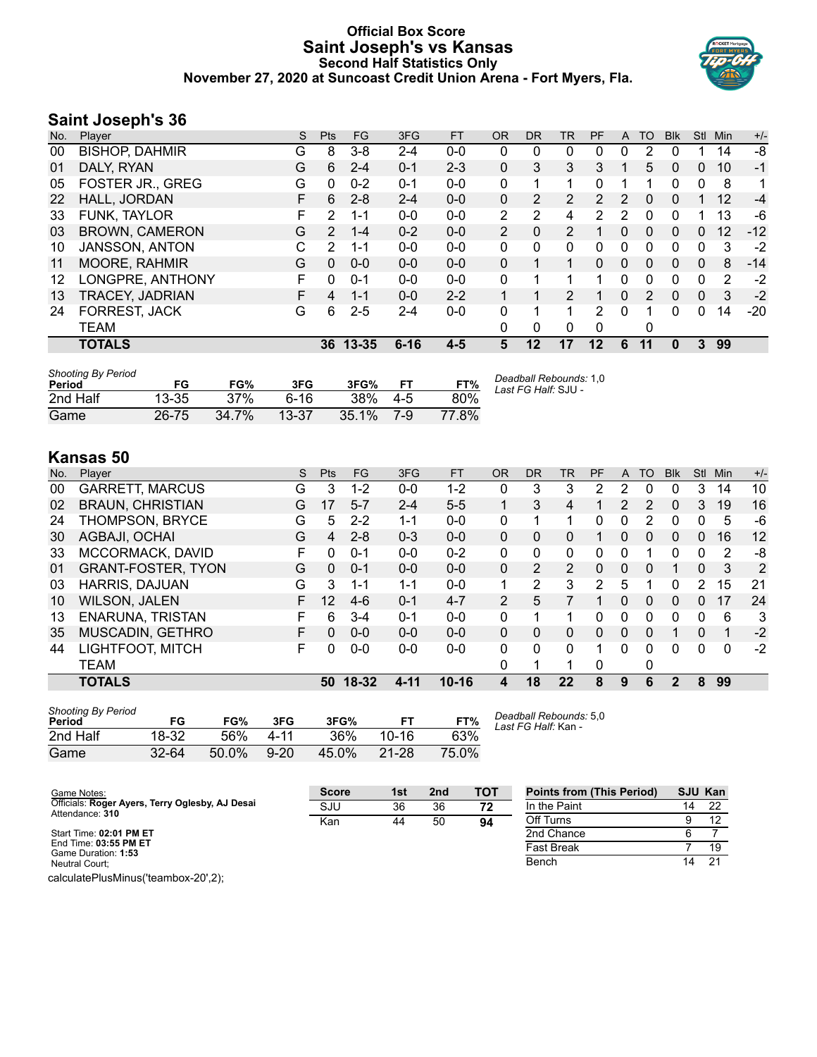# Official Box Score
## Saint Joseph's vs Kansas
### Second Half Statistics Only
### November 27, 2020 at Suncoast Credit Union Arena - Fort Myers, Fla.

## Saint Joseph's 36

| No. | Player | S | Pts | FG | 3FG | FT | OR | DR | TR | PF | A | TO | Blk | Stl | Min | +/- |
|---|---|---|---|---|---|---|---|---|---|---|---|---|---|---|---|---|
| 00 | BISHOP, DAHMIR | G | 8 | 3-8 | 2-4 | 0-0 | 0 | 0 | 0 | 0 | 0 | 2 | 0 | 1 | 14 | -8 |
| 01 | DALY, RYAN | G | 6 | 2-4 | 0-1 | 2-3 | 0 | 3 | 3 | 3 | 1 | 5 | 0 | 0 | 10 | -1 |
| 05 | FOSTER JR., GREG | G | 0 | 0-2 | 0-1 | 0-0 | 0 | 1 | 1 | 0 | 1 | 1 | 0 | 0 | 8 | 1 |
| 22 | HALL, JORDAN | F | 6 | 2-8 | 2-4 | 0-0 | 0 | 2 | 2 | 2 | 2 | 0 | 0 | 1 | 12 | -4 |
| 33 | FUNK, TAYLOR | F | 2 | 1-1 | 0-0 | 0-0 | 2 | 2 | 4 | 2 | 2 | 0 | 0 | 1 | 13 | -6 |
| 03 | BROWN, CAMERON | G | 2 | 1-4 | 0-2 | 0-0 | 2 | 0 | 2 | 1 | 0 | 0 | 0 | 0 | 12 | -12 |
| 10 | JANSSON, ANTON | C | 2 | 1-1 | 0-0 | 0-0 | 0 | 0 | 0 | 0 | 0 | 0 | 0 | 0 | 3 | -2 |
| 11 | MOORE, RAHMIR | G | 0 | 0-0 | 0-0 | 0-0 | 0 | 1 | 1 | 0 | 0 | 0 | 0 | 0 | 8 | -14 |
| 12 | LONGPRE, ANTHONY | F | 0 | 0-1 | 0-0 | 0-0 | 0 | 1 | 1 | 1 | 0 | 0 | 0 | 0 | 2 | -2 |
| 13 | TRACEY, JADRIAN | F | 4 | 1-1 | 0-0 | 2-2 | 1 | 1 | 2 | 1 | 0 | 2 | 0 | 0 | 3 | -2 |
| 24 | FORREST, JACK | G | 6 | 2-5 | 2-4 | 0-0 | 0 | 1 | 1 | 2 | 0 | 1 | 0 | 0 | 14 | -20 |
| | TEAM | | | | | | 0 | 0 | 0 | 0 | | 0 | | | | |
| | **TOTALS** | | **36** | **13-35** | **6-16** | **4-5** | **5** | **12** | **17** | **12** | **6** | **11** | **0** | **3** | **99** | |

*Shooting By Period*

| Period | FG | FG% | 3FG | 3FG% | FT | FT% |
|---|---|---|---|---|---|---|
| 2nd Half | 13-35 | 37% | 6-16 | 38% | 4-5 | 80% |
| Game | 26-75 | 34.7% | 13-37 | 35.1% | 7-9 | 77.8% |

*Deadball Rebounds:* 1,0
*Last FG Half:* SJU -

## Kansas 50

| No. | Player | S | Pts | FG | 3FG | FT | OR | DR | TR | PF | A | TO | Blk | Stl | Min | +/- |
|---|---|---|---|---|---|---|---|---|---|---|---|---|---|---|---|---|
| 00 | GARRETT, MARCUS | G | 3 | 1-2 | 0-0 | 1-2 | 0 | 3 | 3 | 2 | 2 | 0 | 0 | 3 | 14 | 10 |
| 02 | BRAUN, CHRISTIAN | G | 17 | 5-7 | 2-4 | 5-5 | 1 | 3 | 4 | 1 | 2 | 2 | 0 | 3 | 19 | 16 |
| 24 | THOMPSON, BRYCE | G | 5 | 2-2 | 1-1 | 0-0 | 0 | 1 | 1 | 0 | 0 | 2 | 0 | 0 | 5 | -6 |
| 30 | AGBAJI, OCHAI | G | 4 | 2-8 | 0-3 | 0-0 | 0 | 0 | 0 | 1 | 0 | 0 | 0 | 0 | 16 | 12 |
| 33 | MCCORMACK, DAVID | F | 0 | 0-1 | 0-0 | 0-2 | 0 | 0 | 0 | 0 | 0 | 1 | 0 | 0 | 2 | -8 |
| 01 | GRANT-FOSTER, TYON | G | 0 | 0-1 | 0-0 | 0-0 | 0 | 2 | 2 | 0 | 0 | 0 | 1 | 0 | 3 | 2 |
| 03 | HARRIS, DAJUAN | G | 3 | 1-1 | 1-1 | 0-0 | 1 | 2 | 3 | 2 | 5 | 1 | 0 | 2 | 15 | 21 |
| 10 | WILSON, JALEN | F | 12 | 4-6 | 0-1 | 4-7 | 2 | 5 | 7 | 1 | 0 | 0 | 0 | 0 | 17 | 24 |
| 13 | ENARUNA, TRISTAN | F | 6 | 3-4 | 0-1 | 0-0 | 0 | 1 | 1 | 0 | 0 | 0 | 0 | 0 | 6 | 3 |
| 35 | MUSCADIN, GETHRO | F | 0 | 0-0 | 0-0 | 0-0 | 0 | 0 | 0 | 0 | 0 | 0 | 1 | 0 | 1 | -2 |
| 44 | LIGHTFOOT, MITCH | F | 0 | 0-0 | 0-0 | 0-0 | 0 | 0 | 0 | 1 | 0 | 0 | 0 | 0 | 0 | -2 |
| | TEAM | | | | | | 0 | 1 | 1 | 0 | | 0 | | | | |
| | **TOTALS** | | **50** | **18-32** | **4-11** | **10-16** | **4** | **18** | **22** | **8** | **9** | **6** | **2** | **8** | **99** | |

*Shooting By Period*

| Period | FG | FG% | 3FG | 3FG% | FT | FT% |
|---|---|---|---|---|---|---|
| 2nd Half | 18-32 | 56% | 4-11 | 36% | 10-16 | 63% |
| Game | 32-64 | 50.0% | 9-20 | 45.0% | 21-28 | 75.0% |

*Deadball Rebounds:* 5,0
*Last FG Half:* Kan -

Game Notes:
Officials: **Roger Ayers, Terry Oglesby, AJ Desai**
Attendance: **310**

Start Time: **02:01 PM ET**
End Time: **03:55 PM ET**
Game Duration: **1:53**
Neutral Court;

calculatePlusMinus('teambox-20',2);

| Score | 1st | 2nd | TOT |
|---|---|---|---|
| SJU | 36 | 36 | **72** |
| Kan | 44 | 50 | **94** |

| Points from (This Period) | SJU | Kan |
|---|---|---|
| In the Paint | 14 | 22 |
| Off Turns | 9 | 12 |
| 2nd Chance | 6 | 7 |
| Fast Break | 7 | 19 |
| Bench | 14 | 21 |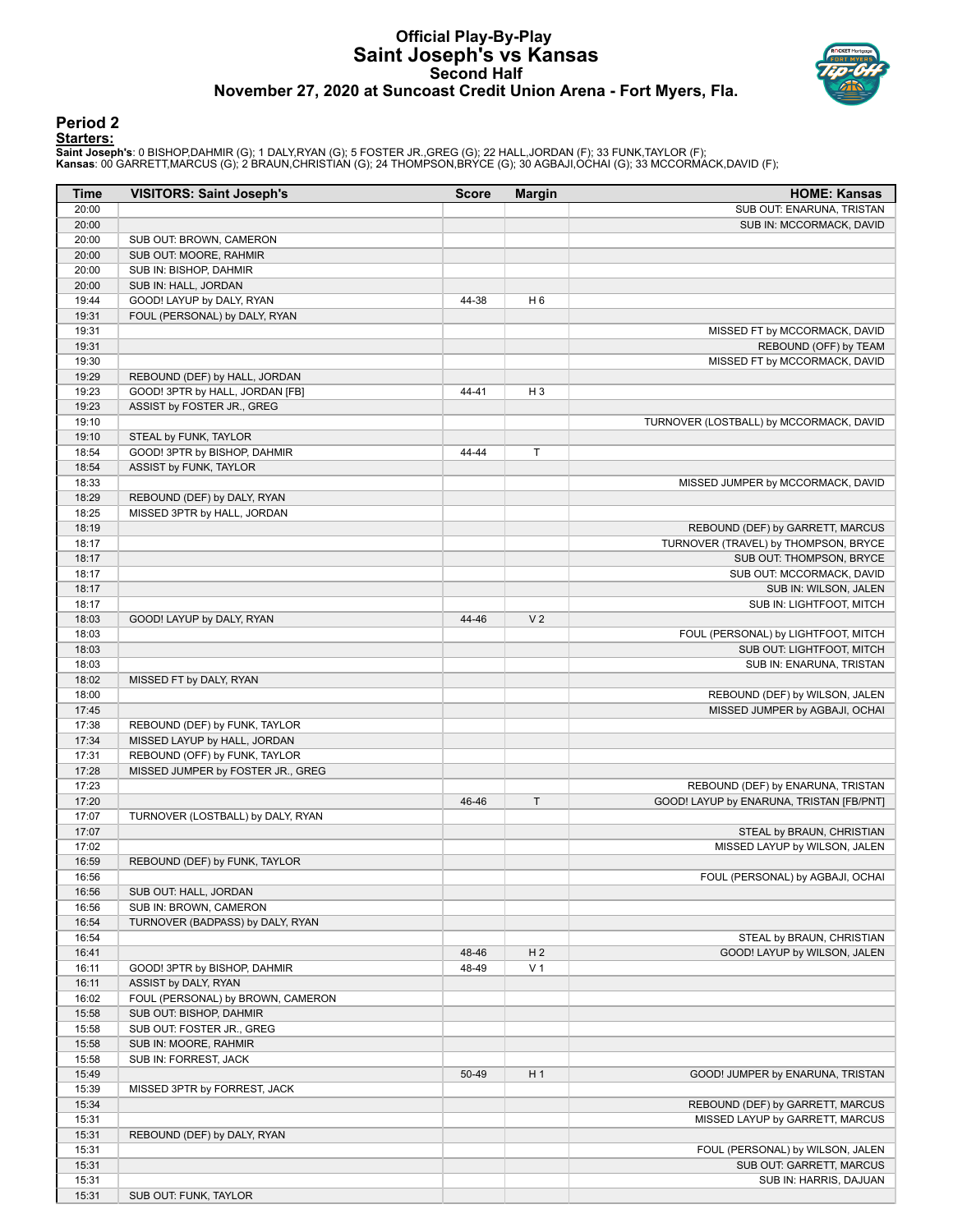# Official Play-By-Play
## Saint Joseph's vs Kansas
### Second Half
### November 27, 2020 at Suncoast Credit Union Arena - Fort Myers, Fla.

## Period 2

**Starters:**

**Saint Joseph's**: 0 BISHOP,DAHMIR (G); 1 DALY,RYAN (G); 5 FOSTER JR.,GREG (G); 22 HALL,JORDAN (F); 33 FUNK,TAYLOR (F);
**Kansas**: 00 GARRETT,MARCUS (G); 2 BRAUN,CHRISTIAN (G); 24 THOMPSON,BRYCE (G); 30 AGBAJI,OCHAI (G); 33 MCCORMACK,DAVID (F);

| Time | VISITORS: Saint Joseph's | Score | Margin | HOME: Kansas |
|---|---|---|---|---|
| 20:00 | | | | SUB OUT: ENARUNA, TRISTAN |
| 20:00 | | | | SUB IN: MCCORMACK, DAVID |
| 20:00 | SUB OUT: BROWN, CAMERON | | | |
| 20:00 | SUB OUT: MOORE, RAHMIR | | | |
| 20:00 | SUB IN: BISHOP, DAHMIR | | | |
| 20:00 | SUB IN: HALL, JORDAN | | | |
| 19:44 | GOOD! LAYUP by DALY, RYAN | 44-38 | H 6 | |
| 19:31 | FOUL (PERSONAL) by DALY, RYAN | | | |
| 19:31 | | | | MISSED FT by MCCORMACK, DAVID |
| 19:31 | | | | REBOUND (OFF) by TEAM |
| 19:30 | | | | MISSED FT by MCCORMACK, DAVID |
| 19:29 | REBOUND (DEF) by HALL, JORDAN | | | |
| 19:23 | GOOD! 3PTR by HALL, JORDAN [FB] | 44-41 | H 3 | |
| 19:23 | ASSIST by FOSTER JR., GREG | | | |
| 19:10 | | | | TURNOVER (LOSTBALL) by MCCORMACK, DAVID |
| 19:10 | STEAL by FUNK, TAYLOR | | | |
| 18:54 | GOOD! 3PTR by BISHOP, DAHMIR | 44-44 | T | |
| 18:54 | ASSIST by FUNK, TAYLOR | | | |
| 18:33 | | | | MISSED JUMPER by MCCORMACK, DAVID |
| 18:29 | REBOUND (DEF) by DALY, RYAN | | | |
| 18:25 | MISSED 3PTR by HALL, JORDAN | | | |
| 18:19 | | | | REBOUND (DEF) by GARRETT, MARCUS |
| 18:17 | | | | TURNOVER (TRAVEL) by THOMPSON, BRYCE |
| 18:17 | | | | SUB OUT: THOMPSON, BRYCE |
| 18:17 | | | | SUB OUT: MCCORMACK, DAVID |
| 18:17 | | | | SUB IN: WILSON, JALEN |
| 18:17 | | | | SUB IN: LIGHTFOOT, MITCH |
| 18:03 | GOOD! LAYUP by DALY, RYAN | 44-46 | V 2 | |
| 18:03 | | | | FOUL (PERSONAL) by LIGHTFOOT, MITCH |
| 18:03 | | | | SUB OUT: LIGHTFOOT, MITCH |
| 18:03 | | | | SUB IN: ENARUNA, TRISTAN |
| 18:02 | MISSED FT by DALY, RYAN | | | |
| 18:00 | | | | REBOUND (DEF) by WILSON, JALEN |
| 17:45 | | | | MISSED JUMPER by AGBAJI, OCHAI |
| 17:38 | REBOUND (DEF) by FUNK, TAYLOR | | | |
| 17:34 | MISSED LAYUP by HALL, JORDAN | | | |
| 17:31 | REBOUND (OFF) by FUNK, TAYLOR | | | |
| 17:28 | MISSED JUMPER by FOSTER JR., GREG | | | |
| 17:23 | | | | REBOUND (DEF) by ENARUNA, TRISTAN |
| 17:20 | | 46-46 | T | GOOD! LAYUP by ENARUNA, TRISTAN [FB/PNT] |
| 17:07 | TURNOVER (LOSTBALL) by DALY, RYAN | | | |
| 17:07 | | | | STEAL by BRAUN, CHRISTIAN |
| 17:02 | | | | MISSED LAYUP by WILSON, JALEN |
| 16:59 | REBOUND (DEF) by FUNK, TAYLOR | | | |
| 16:56 | | | | FOUL (PERSONAL) by AGBAJI, OCHAI |
| 16:56 | SUB OUT: HALL, JORDAN | | | |
| 16:56 | SUB IN: BROWN, CAMERON | | | |
| 16:54 | TURNOVER (BADPASS) by DALY, RYAN | | | |
| 16:54 | | | | STEAL by BRAUN, CHRISTIAN |
| 16:41 | | 48-46 | H 2 | GOOD! LAYUP by WILSON, JALEN |
| 16:11 | GOOD! 3PTR by BISHOP, DAHMIR | 48-49 | V 1 | |
| 16:11 | ASSIST by DALY, RYAN | | | |
| 16:02 | FOUL (PERSONAL) by BROWN, CAMERON | | | |
| 15:58 | SUB OUT: BISHOP, DAHMIR | | | |
| 15:58 | SUB OUT: FOSTER JR., GREG | | | |
| 15:58 | SUB IN: MOORE, RAHMIR | | | |
| 15:58 | SUB IN: FORREST, JACK | | | |
| 15:49 | | 50-49 | H 1 | GOOD! JUMPER by ENARUNA, TRISTAN |
| 15:39 | MISSED 3PTR by FORREST, JACK | | | |
| 15:34 | | | | REBOUND (DEF) by GARRETT, MARCUS |
| 15:31 | | | | MISSED LAYUP by GARRETT, MARCUS |
| 15:31 | REBOUND (DEF) by DALY, RYAN | | | |
| 15:31 | | | | FOUL (PERSONAL) by WILSON, JALEN |
| 15:31 | | | | SUB OUT: GARRETT, MARCUS |
| 15:31 | | | | SUB IN: HARRIS, DAJUAN |
| 15:31 | SUB OUT: FUNK, TAYLOR | | | |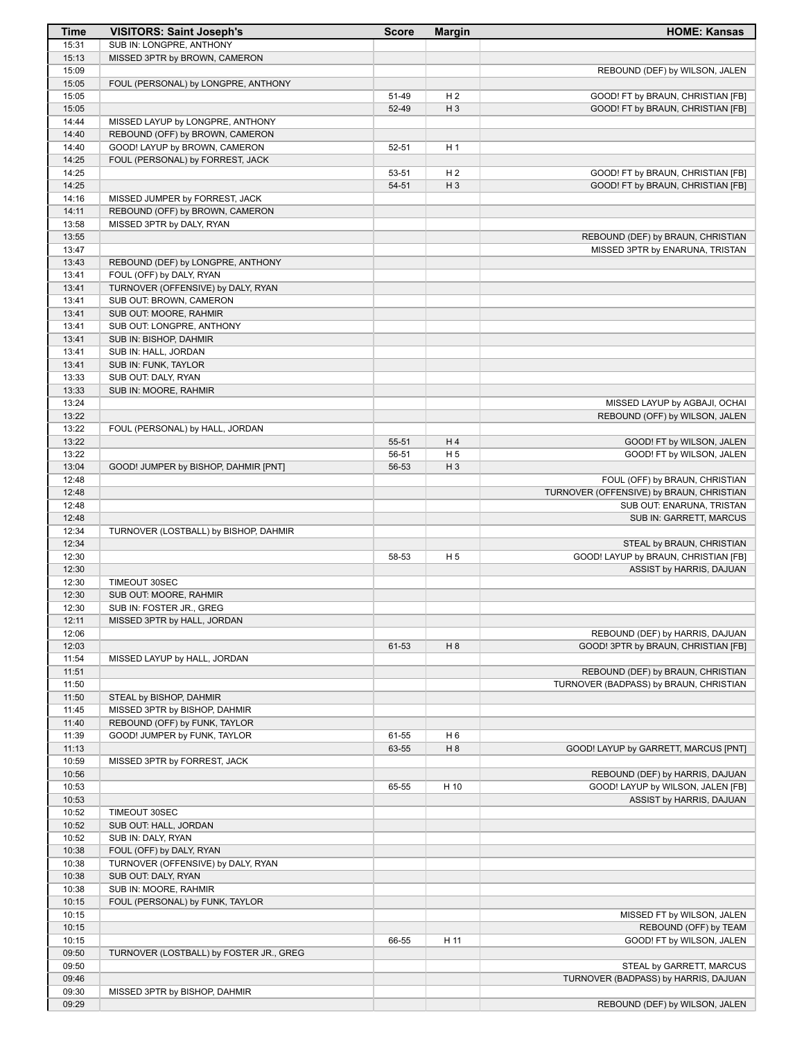| Time | VISITORS: Saint Joseph's | Score | Margin | HOME: Kansas |
|---|---|---|---|---|
| 15:31 | SUB IN: LONGPRE, ANTHONY | | | |
| 15:13 | MISSED 3PTR by BROWN, CAMERON | | | |
| 15:09 | | | | REBOUND (DEF) by WILSON, JALEN |
| 15:05 | FOUL (PERSONAL) by LONGPRE, ANTHONY | | | |
| 15:05 | | 51-49 | H 2 | GOOD! FT by BRAUN, CHRISTIAN [FB] |
| 15:05 | | 52-49 | H 3 | GOOD! FT by BRAUN, CHRISTIAN [FB] |
| 14:44 | MISSED LAYUP by LONGPRE, ANTHONY | | | |
| 14:40 | REBOUND (OFF) by BROWN, CAMERON | | | |
| 14:40 | GOOD! LAYUP by BROWN, CAMERON | 52-51 | H 1 | |
| 14:25 | FOUL (PERSONAL) by FORREST, JACK | | | |
| 14:25 | | 53-51 | H 2 | GOOD! FT by BRAUN, CHRISTIAN [FB] |
| 14:25 | | 54-51 | H 3 | GOOD! FT by BRAUN, CHRISTIAN [FB] |
| 14:16 | MISSED JUMPER by FORREST, JACK | | | |
| 14:11 | REBOUND (OFF) by BROWN, CAMERON | | | |
| 13:58 | MISSED 3PTR by DALY, RYAN | | | |
| 13:55 | | | | REBOUND (DEF) by BRAUN, CHRISTIAN |
| 13:47 | | | | MISSED 3PTR by ENARUNA, TRISTAN |
| 13:43 | REBOUND (DEF) by LONGPRE, ANTHONY | | | |
| 13:41 | FOUL (OFF) by DALY, RYAN | | | |
| 13:41 | TURNOVER (OFFENSIVE) by DALY, RYAN | | | |
| 13:41 | SUB OUT: BROWN, CAMERON | | | |
| 13:41 | SUB OUT: MOORE, RAHMIR | | | |
| 13:41 | SUB OUT: LONGPRE, ANTHONY | | | |
| 13:41 | SUB IN: BISHOP, DAHMIR | | | |
| 13:41 | SUB IN: HALL, JORDAN | | | |
| 13:41 | SUB IN: FUNK, TAYLOR | | | |
| 13:33 | SUB OUT: DALY, RYAN | | | |
| 13:33 | SUB IN: MOORE, RAHMIR | | | |
| 13:24 | | | | MISSED LAYUP by AGBAJI, OCHAI |
| 13:22 | | | | REBOUND (OFF) by WILSON, JALEN |
| 13:22 | FOUL (PERSONAL) by HALL, JORDAN | | | |
| 13:22 | | 55-51 | H 4 | GOOD! FT by WILSON, JALEN |
| 13:22 | | 56-51 | H 5 | GOOD! FT by WILSON, JALEN |
| 13:04 | GOOD! JUMPER by BISHOP, DAHMIR [PNT] | 56-53 | H 3 | |
| 12:48 | | | | FOUL (OFF) by BRAUN, CHRISTIAN |
| 12:48 | | | | TURNOVER (OFFENSIVE) by BRAUN, CHRISTIAN |
| 12:48 | | | | SUB OUT: ENARUNA, TRISTAN |
| 12:48 | | | | SUB IN: GARRETT, MARCUS |
| 12:34 | TURNOVER (LOSTBALL) by BISHOP, DAHMIR | | | |
| 12:34 | | | | STEAL by BRAUN, CHRISTIAN |
| 12:30 | | 58-53 | H 5 | GOOD! LAYUP by BRAUN, CHRISTIAN [FB] |
| 12:30 | | | | ASSIST by HARRIS, DAJUAN |
| 12:30 | TIMEOUT 30SEC | | | |
| 12:30 | SUB OUT: MOORE, RAHMIR | | | |
| 12:30 | SUB IN: FOSTER JR., GREG | | | |
| 12:11 | MISSED 3PTR by HALL, JORDAN | | | |
| 12:06 | | | | REBOUND (DEF) by HARRIS, DAJUAN |
| 12:03 | | 61-53 | H 8 | GOOD! 3PTR by BRAUN, CHRISTIAN [FB] |
| 11:54 | MISSED LAYUP by HALL, JORDAN | | | |
| 11:51 | | | | REBOUND (DEF) by BRAUN, CHRISTIAN |
| 11:50 | | | | TURNOVER (BADPASS) by BRAUN, CHRISTIAN |
| 11:50 | STEAL by BISHOP, DAHMIR | | | |
| 11:45 | MISSED 3PTR by BISHOP, DAHMIR | | | |
| 11:40 | REBOUND (OFF) by FUNK, TAYLOR | | | |
| 11:39 | GOOD! JUMPER by FUNK, TAYLOR | 61-55 | H 6 | |
| 11:13 | | 63-55 | H 8 | GOOD! LAYUP by GARRETT, MARCUS [PNT] |
| 10:59 | MISSED 3PTR by FORREST, JACK | | | |
| 10:56 | | | | REBOUND (DEF) by HARRIS, DAJUAN |
| 10:53 | | 65-55 | H 10 | GOOD! LAYUP by WILSON, JALEN [FB] |
| 10:53 | | | | ASSIST by HARRIS, DAJUAN |
| 10:52 | TIMEOUT 30SEC | | | |
| 10:52 | SUB OUT: HALL, JORDAN | | | |
| 10:52 | SUB IN: DALY, RYAN | | | |
| 10:38 | FOUL (OFF) by DALY, RYAN | | | |
| 10:38 | TURNOVER (OFFENSIVE) by DALY, RYAN | | | |
| 10:38 | SUB OUT: DALY, RYAN | | | |
| 10:38 | SUB IN: MOORE, RAHMIR | | | |
| 10:15 | FOUL (PERSONAL) by FUNK, TAYLOR | | | |
| 10:15 | | | | MISSED FT by WILSON, JALEN |
| 10:15 | | | | REBOUND (OFF) by TEAM |
| 10:15 | | 66-55 | H 11 | GOOD! FT by WILSON, JALEN |
| 09:50 | TURNOVER (LOSTBALL) by FOSTER JR., GREG | | | |
| 09:50 | | | | STEAL by GARRETT, MARCUS |
| 09:46 | | | | TURNOVER (BADPASS) by HARRIS, DAJUAN |
| 09:30 | MISSED 3PTR by BISHOP, DAHMIR | | | |
| 09:29 | | | | REBOUND (DEF) by WILSON, JALEN |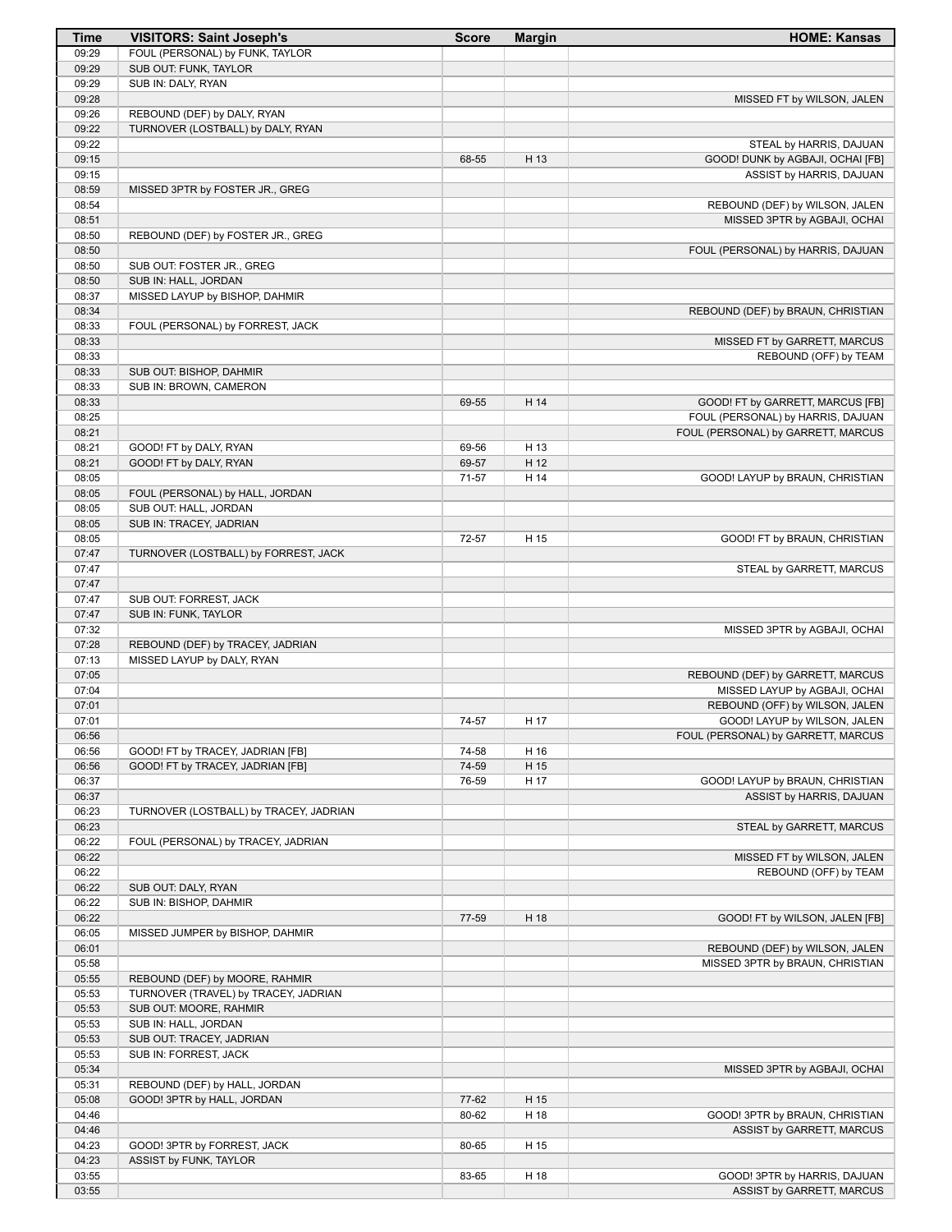| Time | VISITORS: Saint Joseph's | Score | Margin | HOME: Kansas |
|---|---|---|---|---|
| 09:29 | FOUL (PERSONAL) by FUNK, TAYLOR | | | |
| 09:29 | SUB OUT: FUNK, TAYLOR | | | |
| 09:29 | SUB IN: DALY, RYAN | | | |
| 09:28 | | | | MISSED FT by WILSON, JALEN |
| 09:26 | REBOUND (DEF) by DALY, RYAN | | | |
| 09:22 | TURNOVER (LOSTBALL) by DALY, RYAN | | | |
| 09:22 | | | | STEAL by HARRIS, DAJUAN |
| 09:15 | | 68-55 | H 13 | GOOD! DUNK by AGBAJI, OCHAI [FB] |
| 09:15 | | | | ASSIST by HARRIS, DAJUAN |
| 08:59 | MISSED 3PTR by FOSTER JR., GREG | | | |
| 08:54 | | | | REBOUND (DEF) by WILSON, JALEN |
| 08:51 | | | | MISSED 3PTR by AGBAJI, OCHAI |
| 08:50 | REBOUND (DEF) by FOSTER JR., GREG | | | |
| 08:50 | | | | FOUL (PERSONAL) by HARRIS, DAJUAN |
| 08:50 | SUB OUT: FOSTER JR., GREG | | | |
| 08:50 | SUB IN: HALL, JORDAN | | | |
| 08:37 | MISSED LAYUP by BISHOP, DAHMIR | | | |
| 08:34 | | | | REBOUND (DEF) by BRAUN, CHRISTIAN |
| 08:33 | FOUL (PERSONAL) by FORREST, JACK | | | |
| 08:33 | | | | MISSED FT by GARRETT, MARCUS |
| 08:33 | | | | REBOUND (OFF) by TEAM |
| 08:33 | SUB OUT: BISHOP, DAHMIR | | | |
| 08:33 | SUB IN: BROWN, CAMERON | | | |
| 08:33 | | 69-55 | H 14 | GOOD! FT by GARRETT, MARCUS [FB] |
| 08:25 | | | | FOUL (PERSONAL) by HARRIS, DAJUAN |
| 08:21 | | | | FOUL (PERSONAL) by GARRETT, MARCUS |
| 08:21 | GOOD! FT by DALY, RYAN | 69-56 | H 13 | |
| 08:21 | GOOD! FT by DALY, RYAN | 69-57 | H 12 | |
| 08:05 | | 71-57 | H 14 | GOOD! LAYUP by BRAUN, CHRISTIAN |
| 08:05 | FOUL (PERSONAL) by HALL, JORDAN | | | |
| 08:05 | SUB OUT: HALL, JORDAN | | | |
| 08:05 | SUB IN: TRACEY, JADRIAN | | | |
| 08:05 | | 72-57 | H 15 | GOOD! FT by BRAUN, CHRISTIAN |
| 07:47 | TURNOVER (LOSTBALL) by FORREST, JACK | | | |
| 07:47 | | | | STEAL by GARRETT, MARCUS |
| 07:47 | | | | |
| 07:47 | SUB OUT: FORREST, JACK | | | |
| 07:47 | SUB IN: FUNK, TAYLOR | | | |
| 07:32 | | | | MISSED 3PTR by AGBAJI, OCHAI |
| 07:28 | REBOUND (DEF) by TRACEY, JADRIAN | | | |
| 07:13 | MISSED LAYUP by DALY, RYAN | | | |
| 07:05 | | | | REBOUND (DEF) by GARRETT, MARCUS |
| 07:04 | | | | MISSED LAYUP by AGBAJI, OCHAI |
| 07:01 | | | | REBOUND (OFF) by WILSON, JALEN |
| 07:01 | | 74-57 | H 17 | GOOD! LAYUP by WILSON, JALEN |
| 06:56 | | | | FOUL (PERSONAL) by GARRETT, MARCUS |
| 06:56 | GOOD! FT by TRACEY, JADRIAN [FB] | 74-58 | H 16 | |
| 06:56 | GOOD! FT by TRACEY, JADRIAN [FB] | 74-59 | H 15 | |
| 06:37 | | 76-59 | H 17 | GOOD! LAYUP by BRAUN, CHRISTIAN |
| 06:37 | | | | ASSIST by HARRIS, DAJUAN |
| 06:23 | TURNOVER (LOSTBALL) by TRACEY, JADRIAN | | | |
| 06:23 | | | | STEAL by GARRETT, MARCUS |
| 06:22 | FOUL (PERSONAL) by TRACEY, JADRIAN | | | |
| 06:22 | | | | MISSED FT by WILSON, JALEN |
| 06:22 | | | | REBOUND (OFF) by TEAM |
| 06:22 | SUB OUT: DALY, RYAN | | | |
| 06:22 | SUB IN: BISHOP, DAHMIR | | | |
| 06:22 | | 77-59 | H 18 | GOOD! FT by WILSON, JALEN [FB] |
| 06:05 | MISSED JUMPER by BISHOP, DAHMIR | | | |
| 06:01 | | | | REBOUND (DEF) by WILSON, JALEN |
| 05:58 | | | | MISSED 3PTR by BRAUN, CHRISTIAN |
| 05:55 | REBOUND (DEF) by MOORE, RAHMIR | | | |
| 05:53 | TURNOVER (TRAVEL) by TRACEY, JADRIAN | | | |
| 05:53 | SUB OUT: MOORE, RAHMIR | | | |
| 05:53 | SUB IN: HALL, JORDAN | | | |
| 05:53 | SUB OUT: TRACEY, JADRIAN | | | |
| 05:53 | SUB IN: FORREST, JACK | | | |
| 05:34 | | | | MISSED 3PTR by AGBAJI, OCHAI |
| 05:31 | REBOUND (DEF) by HALL, JORDAN | | | |
| 05:08 | GOOD! 3PTR by HALL, JORDAN | 77-62 | H 15 | |
| 04:46 | | 80-62 | H 18 | GOOD! 3PTR by BRAUN, CHRISTIAN |
| 04:46 | | | | ASSIST by GARRETT, MARCUS |
| 04:23 | GOOD! 3PTR by FORREST, JACK | 80-65 | H 15 | |
| 04:23 | ASSIST by FUNK, TAYLOR | | | |
| 03:55 | | 83-65 | H 18 | GOOD! 3PTR by HARRIS, DAJUAN |
| 03:55 | | | | ASSIST by GARRETT, MARCUS |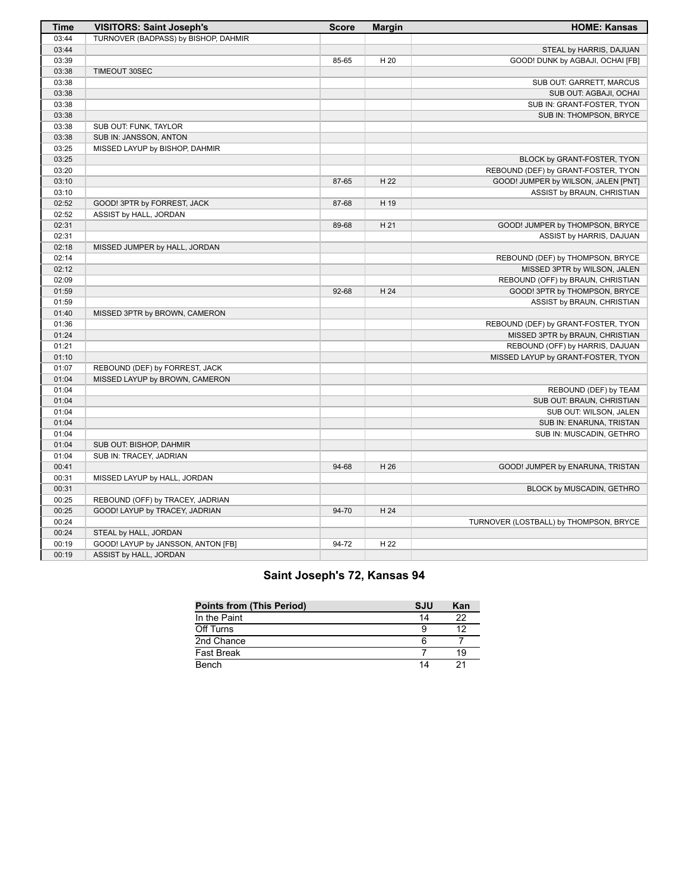| Time | VISITORS: Saint Joseph's | Score | Margin | HOME: Kansas |
| --- | --- | --- | --- | --- |
| 03:44 | TURNOVER (BADPASS) by BISHOP, DAHMIR | | | |
| 03:44 | | | | STEAL by HARRIS, DAJUAN |
| 03:39 | | 85-65 | H 20 | GOOD! DUNK by AGBAJI, OCHAI [FB] |
| 03:38 | TIMEOUT 30SEC | | | |
| 03:38 | | | | SUB OUT: GARRETT, MARCUS |
| 03:38 | | | | SUB OUT: AGBAJI, OCHAI |
| 03:38 | | | | SUB IN: GRANT-FOSTER, TYON |
| 03:38 | | | | SUB IN: THOMPSON, BRYCE |
| 03:38 | SUB OUT: FUNK, TAYLOR | | | |
| 03:38 | SUB IN: JANSSON, ANTON | | | |
| 03:25 | MISSED LAYUP by BISHOP, DAHMIR | | | |
| 03:25 | | | | BLOCK by GRANT-FOSTER, TYON |
| 03:20 | | | | REBOUND (DEF) by GRANT-FOSTER, TYON |
| 03:10 | | 87-65 | H 22 | GOOD! JUMPER by WILSON, JALEN [PNT] |
| 03:10 | | | | ASSIST by BRAUN, CHRISTIAN |
| 02:52 | GOOD! 3PTR by FORREST, JACK | 87-68 | H 19 | |
| 02:52 | ASSIST by HALL, JORDAN | | | |
| 02:31 | | 89-68 | H 21 | GOOD! JUMPER by THOMPSON, BRYCE |
| 02:31 | | | | ASSIST by HARRIS, DAJUAN |
| 02:18 | MISSED JUMPER by HALL, JORDAN | | | |
| 02:14 | | | | REBOUND (DEF) by THOMPSON, BRYCE |
| 02:12 | | | | MISSED 3PTR by WILSON, JALEN |
| 02:09 | | | | REBOUND (OFF) by BRAUN, CHRISTIAN |
| 01:59 | | 92-68 | H 24 | GOOD! 3PTR by THOMPSON, BRYCE |
| 01:59 | | | | ASSIST by BRAUN, CHRISTIAN |
| 01:40 | MISSED 3PTR by BROWN, CAMERON | | | |
| 01:36 | | | | REBOUND (DEF) by GRANT-FOSTER, TYON |
| 01:24 | | | | MISSED 3PTR by BRAUN, CHRISTIAN |
| 01:21 | | | | REBOUND (OFF) by HARRIS, DAJUAN |
| 01:10 | | | | MISSED LAYUP by GRANT-FOSTER, TYON |
| 01:07 | REBOUND (DEF) by FORREST, JACK | | | |
| 01:04 | MISSED LAYUP by BROWN, CAMERON | | | |
| 01:04 | | | | REBOUND (DEF) by TEAM |
| 01:04 | | | | SUB OUT: BRAUN, CHRISTIAN |
| 01:04 | | | | SUB OUT: WILSON, JALEN |
| 01:04 | | | | SUB IN: ENARUNA, TRISTAN |
| 01:04 | | | | SUB IN: MUSCADIN, GETHRO |
| 01:04 | SUB OUT: BISHOP, DAHMIR | | | |
| 01:04 | SUB IN: TRACEY, JADRIAN | | | |
| 00:41 | | 94-68 | H 26 | GOOD! JUMPER by ENARUNA, TRISTAN |
| 00:31 | MISSED LAYUP by HALL, JORDAN | | | |
| 00:31 | | | | BLOCK by MUSCADIN, GETHRO |
| 00:25 | REBOUND (OFF) by TRACEY, JADRIAN | | | |
| 00:25 | GOOD! LAYUP by TRACEY, JADRIAN | 94-70 | H 24 | |
| 00:24 | | | | TURNOVER (LOSTBALL) by THOMPSON, BRYCE |
| 00:24 | STEAL by HALL, JORDAN | | | |
| 00:19 | GOOD! LAYUP by JANSSON, ANTON [FB] | 94-72 | H 22 | |
| 00:19 | ASSIST by HALL, JORDAN | | | |

## Saint Joseph's 72, Kansas 94

| Points from (This Period) | SJU | Kan |
| --- | --- | --- |
| In the Paint | 14 | 22 |
| Off Turns | 9 | 12 |
| 2nd Chance | 6 | 7 |
| Fast Break | 7 | 19 |
| Bench | 14 | 21 |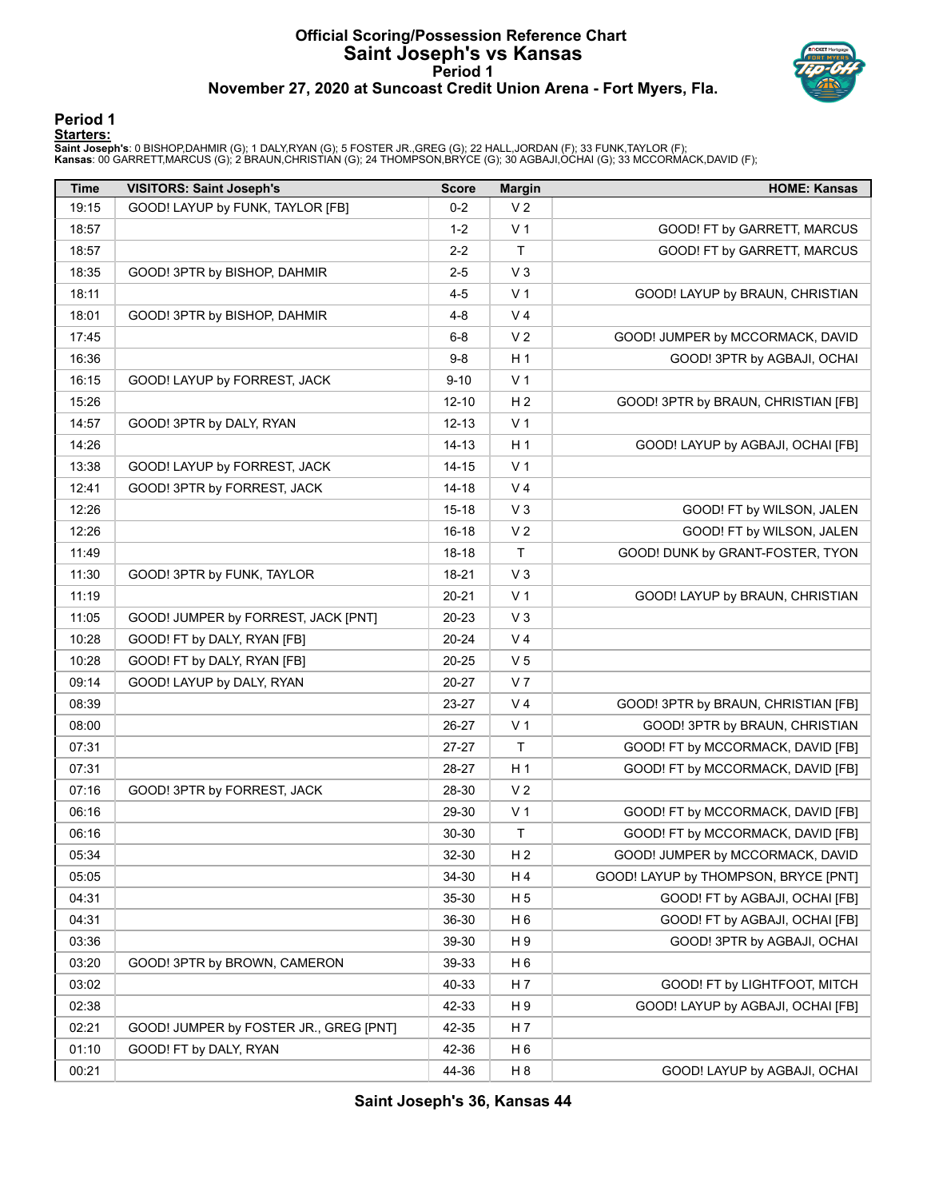# Official Scoring/Possession Reference Chart
## Saint Joseph's vs Kansas
### Period 1
### November 27, 2020 at Suncoast Credit Union Arena - Fort Myers, Fla.

## Period 1

**Starters:**

**Saint Joseph's**: 0 BISHOP,DAHMIR (G); 1 DALY,RYAN (G); 5 FOSTER JR.,GREG (G); 22 HALL,JORDAN (F); 33 FUNK,TAYLOR (F);
**Kansas**: 00 GARRETT,MARCUS (G); 2 BRAUN,CHRISTIAN (G); 24 THOMPSON,BRYCE (G); 30 AGBAJI,OCHAI (G); 33 MCCORMACK,DAVID (F);

| Time | VISITORS: Saint Joseph's | Score | Margin | HOME: Kansas |
|---|---|---|---|---|
| 19:15 | GOOD! LAYUP by FUNK, TAYLOR [FB] | 0-2 | V 2 | |
| 18:57 | | 1-2 | V 1 | GOOD! FT by GARRETT, MARCUS |
| 18:57 | | 2-2 | T | GOOD! FT by GARRETT, MARCUS |
| 18:35 | GOOD! 3PTR by BISHOP, DAHMIR | 2-5 | V 3 | |
| 18:11 | | 4-5 | V 1 | GOOD! LAYUP by BRAUN, CHRISTIAN |
| 18:01 | GOOD! 3PTR by BISHOP, DAHMIR | 4-8 | V 4 | |
| 17:45 | | 6-8 | V 2 | GOOD! JUMPER by MCCORMACK, DAVID |
| 16:36 | | 9-8 | H 1 | GOOD! 3PTR by AGBAJI, OCHAI |
| 16:15 | GOOD! LAYUP by FORREST, JACK | 9-10 | V 1 | |
| 15:26 | | 12-10 | H 2 | GOOD! 3PTR by BRAUN, CHRISTIAN [FB] |
| 14:57 | GOOD! 3PTR by DALY, RYAN | 12-13 | V 1 | |
| 14:26 | | 14-13 | H 1 | GOOD! LAYUP by AGBAJI, OCHAI [FB] |
| 13:38 | GOOD! LAYUP by FORREST, JACK | 14-15 | V 1 | |
| 12:41 | GOOD! 3PTR by FORREST, JACK | 14-18 | V 4 | |
| 12:26 | | 15-18 | V 3 | GOOD! FT by WILSON, JALEN |
| 12:26 | | 16-18 | V 2 | GOOD! FT by WILSON, JALEN |
| 11:49 | | 18-18 | T | GOOD! DUNK by GRANT-FOSTER, TYON |
| 11:30 | GOOD! 3PTR by FUNK, TAYLOR | 18-21 | V 3 | |
| 11:19 | | 20-21 | V 1 | GOOD! LAYUP by BRAUN, CHRISTIAN |
| 11:05 | GOOD! JUMPER by FORREST, JACK [PNT] | 20-23 | V 3 | |
| 10:28 | GOOD! FT by DALY, RYAN [FB] | 20-24 | V 4 | |
| 10:28 | GOOD! FT by DALY, RYAN [FB] | 20-25 | V 5 | |
| 09:14 | GOOD! LAYUP by DALY, RYAN | 20-27 | V 7 | |
| 08:39 | | 23-27 | V 4 | GOOD! 3PTR by BRAUN, CHRISTIAN [FB] |
| 08:00 | | 26-27 | V 1 | GOOD! 3PTR by BRAUN, CHRISTIAN |
| 07:31 | | 27-27 | T | GOOD! FT by MCCORMACK, DAVID [FB] |
| 07:31 | | 28-27 | H 1 | GOOD! FT by MCCORMACK, DAVID [FB] |
| 07:16 | GOOD! 3PTR by FORREST, JACK | 28-30 | V 2 | |
| 06:16 | | 29-30 | V 1 | GOOD! FT by MCCORMACK, DAVID [FB] |
| 06:16 | | 30-30 | T | GOOD! FT by MCCORMACK, DAVID [FB] |
| 05:34 | | 32-30 | H 2 | GOOD! JUMPER by MCCORMACK, DAVID |
| 05:05 | | 34-30 | H 4 | GOOD! LAYUP by THOMPSON, BRYCE [PNT] |
| 04:31 | | 35-30 | H 5 | GOOD! FT by AGBAJI, OCHAI [FB] |
| 04:31 | | 36-30 | H 6 | GOOD! FT by AGBAJI, OCHAI [FB] |
| 03:36 | | 39-30 | H 9 | GOOD! 3PTR by AGBAJI, OCHAI |
| 03:20 | GOOD! 3PTR by BROWN, CAMERON | 39-33 | H 6 | |
| 03:02 | | 40-33 | H 7 | GOOD! FT by LIGHTFOOT, MITCH |
| 02:38 | | 42-33 | H 9 | GOOD! LAYUP by AGBAJI, OCHAI [FB] |
| 02:21 | GOOD! JUMPER by FOSTER JR., GREG [PNT] | 42-35 | H 7 | |
| 01:10 | GOOD! FT by DALY, RYAN | 42-36 | H 6 | |
| 00:21 | | 44-36 | H 8 | GOOD! LAYUP by AGBAJI, OCHAI |

**Saint Joseph's 36, Kansas 44**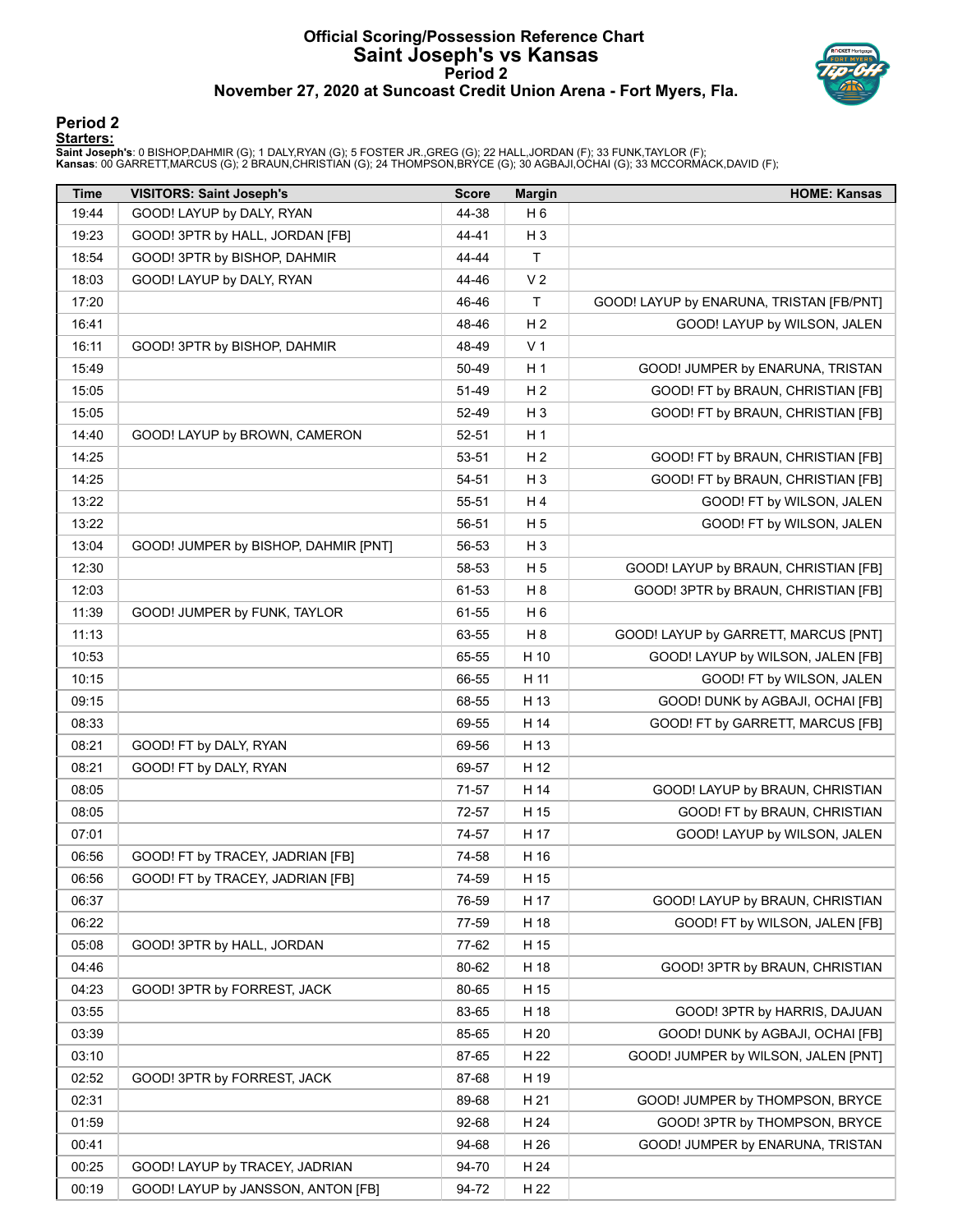# Official Scoring/Possession Reference Chart
## Saint Joseph's vs Kansas
### Period 2
### November 27, 2020 at Suncoast Credit Union Arena - Fort Myers, Fla.

## Period 2

**Starters:**

**Saint Joseph's**: 0 BISHOP,DAHMIR (G); 1 DALY,RYAN (G); 5 FOSTER JR.,GREG (G); 22 HALL,JORDAN (F); 33 FUNK,TAYLOR (F);
**Kansas**: 00 GARRETT,MARCUS (G); 2 BRAUN,CHRISTIAN (G); 24 THOMPSON,BRYCE (G); 30 AGBAJI,OCHAI (G); 33 MCCORMACK,DAVID (F);

| Time | VISITORS: Saint Joseph's | Score | Margin | HOME: Kansas |
|---|---|---|---|---|
| 19:44 | GOOD! LAYUP by DALY, RYAN | 44-38 | H 6 | |
| 19:23 | GOOD! 3PTR by HALL, JORDAN [FB] | 44-41 | H 3 | |
| 18:54 | GOOD! 3PTR by BISHOP, DAHMIR | 44-44 | T | |
| 18:03 | GOOD! LAYUP by DALY, RYAN | 44-46 | V 2 | |
| 17:20 | | 46-46 | T | GOOD! LAYUP by ENARUNA, TRISTAN [FB/PNT] |
| 16:41 | | 48-46 | H 2 | GOOD! LAYUP by WILSON, JALEN |
| 16:11 | GOOD! 3PTR by BISHOP, DAHMIR | 48-49 | V 1 | |
| 15:49 | | 50-49 | H 1 | GOOD! JUMPER by ENARUNA, TRISTAN |
| 15:05 | | 51-49 | H 2 | GOOD! FT by BRAUN, CHRISTIAN [FB] |
| 15:05 | | 52-49 | H 3 | GOOD! FT by BRAUN, CHRISTIAN [FB] |
| 14:40 | GOOD! LAYUP by BROWN, CAMERON | 52-51 | H 1 | |
| 14:25 | | 53-51 | H 2 | GOOD! FT by BRAUN, CHRISTIAN [FB] |
| 14:25 | | 54-51 | H 3 | GOOD! FT by BRAUN, CHRISTIAN [FB] |
| 13:22 | | 55-51 | H 4 | GOOD! FT by WILSON, JALEN |
| 13:22 | | 56-51 | H 5 | GOOD! FT by WILSON, JALEN |
| 13:04 | GOOD! JUMPER by BISHOP, DAHMIR [PNT] | 56-53 | H 3 | |
| 12:30 | | 58-53 | H 5 | GOOD! LAYUP by BRAUN, CHRISTIAN [FB] |
| 12:03 | | 61-53 | H 8 | GOOD! 3PTR by BRAUN, CHRISTIAN [FB] |
| 11:39 | GOOD! JUMPER by FUNK, TAYLOR | 61-55 | H 6 | |
| 11:13 | | 63-55 | H 8 | GOOD! LAYUP by GARRETT, MARCUS [PNT] |
| 10:53 | | 65-55 | H 10 | GOOD! LAYUP by WILSON, JALEN [FB] |
| 10:15 | | 66-55 | H 11 | GOOD! FT by WILSON, JALEN |
| 09:15 | | 68-55 | H 13 | GOOD! DUNK by AGBAJI, OCHAI [FB] |
| 08:33 | | 69-55 | H 14 | GOOD! FT by GARRETT, MARCUS [FB] |
| 08:21 | GOOD! FT by DALY, RYAN | 69-56 | H 13 | |
| 08:21 | GOOD! FT by DALY, RYAN | 69-57 | H 12 | |
| 08:05 | | 71-57 | H 14 | GOOD! LAYUP by BRAUN, CHRISTIAN |
| 08:05 | | 72-57 | H 15 | GOOD! FT by BRAUN, CHRISTIAN |
| 07:01 | | 74-57 | H 17 | GOOD! LAYUP by WILSON, JALEN |
| 06:56 | GOOD! FT by TRACEY, JADRIAN [FB] | 74-58 | H 16 | |
| 06:56 | GOOD! FT by TRACEY, JADRIAN [FB] | 74-59 | H 15 | |
| 06:37 | | 76-59 | H 17 | GOOD! LAYUP by BRAUN, CHRISTIAN |
| 06:22 | | 77-59 | H 18 | GOOD! FT by WILSON, JALEN [FB] |
| 05:08 | GOOD! 3PTR by HALL, JORDAN | 77-62 | H 15 | |
| 04:46 | | 80-62 | H 18 | GOOD! 3PTR by BRAUN, CHRISTIAN |
| 04:23 | GOOD! 3PTR by FORREST, JACK | 80-65 | H 15 | |
| 03:55 | | 83-65 | H 18 | GOOD! 3PTR by HARRIS, DAJUAN |
| 03:39 | | 85-65 | H 20 | GOOD! DUNK by AGBAJI, OCHAI [FB] |
| 03:10 | | 87-65 | H 22 | GOOD! JUMPER by WILSON, JALEN [PNT] |
| 02:52 | GOOD! 3PTR by FORREST, JACK | 87-68 | H 19 | |
| 02:31 | | 89-68 | H 21 | GOOD! JUMPER by THOMPSON, BRYCE |
| 01:59 | | 92-68 | H 24 | GOOD! 3PTR by THOMPSON, BRYCE |
| 00:41 | | 94-68 | H 26 | GOOD! JUMPER by ENARUNA, TRISTAN |
| 00:25 | GOOD! LAYUP by TRACEY, JADRIAN | 94-70 | H 24 | |
| 00:19 | GOOD! LAYUP by JANSSON, ANTON [FB] | 94-72 | H 22 | |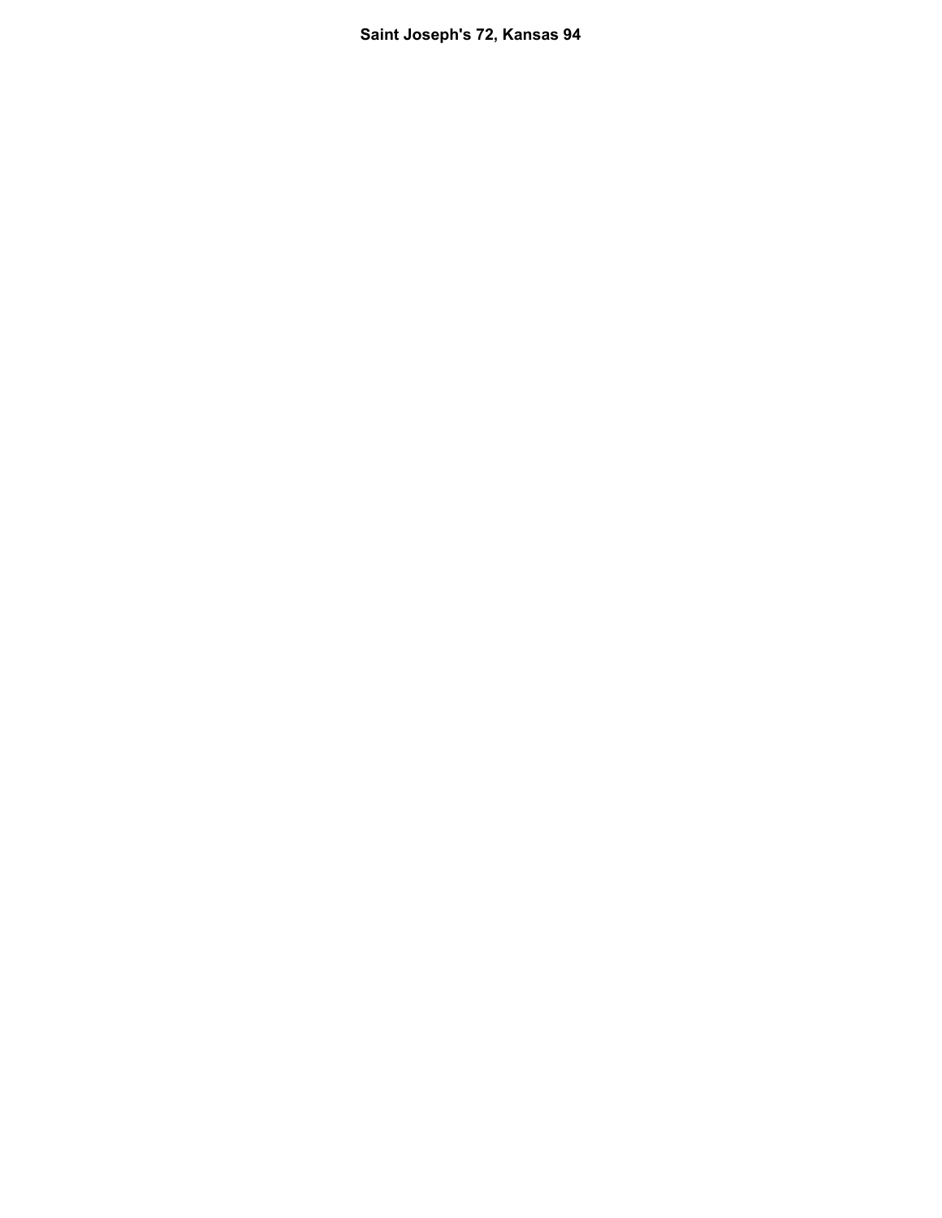**Saint Joseph's 72, Kansas 94**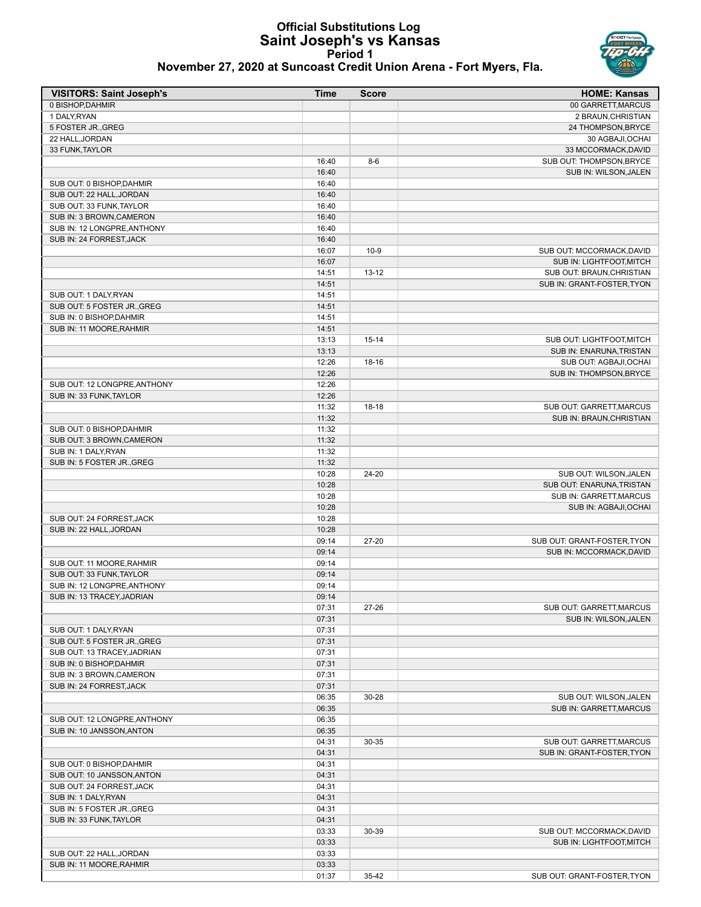# Official Substitutions Log
## Saint Joseph's vs Kansas
### Period 1
### November 27, 2020 at Suncoast Credit Union Arena - Fort Myers, Fla.

| VISITORS: Saint Joseph's | Time | Score | HOME: Kansas |
|---|---|---|---|
| 0 BISHOP,DAHMIR | | | 00 GARRETT,MARCUS |
| 1 DALY,RYAN | | | 2 BRAUN,CHRISTIAN |
| 5 FOSTER JR.,GREG | | | 24 THOMPSON,BRYCE |
| 22 HALL,JORDAN | | | 30 AGBAJI,OCHAI |
| 33 FUNK,TAYLOR | | | 33 MCCORMACK,DAVID |
| | 16:40 | 8-6 | SUB OUT: THOMPSON,BRYCE |
| | 16:40 | | SUB IN: WILSON,JALEN |
| SUB OUT: 0 BISHOP,DAHMIR | 16:40 | | |
| SUB OUT: 22 HALL,JORDAN | 16:40 | | |
| SUB OUT: 33 FUNK,TAYLOR | 16:40 | | |
| SUB IN: 3 BROWN,CAMERON | 16:40 | | |
| SUB IN: 12 LONGPRE,ANTHONY | 16:40 | | |
| SUB IN: 24 FORREST,JACK | 16:40 | | |
| | 16:07 | 10-9 | SUB OUT: MCCORMACK,DAVID |
| | 16:07 | | SUB IN: LIGHTFOOT,MITCH |
| | 14:51 | 13-12 | SUB OUT: BRAUN,CHRISTIAN |
| | 14:51 | | SUB IN: GRANT-FOSTER,TYON |
| SUB OUT: 1 DALY,RYAN | 14:51 | | |
| SUB OUT: 5 FOSTER JR.,GREG | 14:51 | | |
| SUB IN: 0 BISHOP,DAHMIR | 14:51 | | |
| SUB IN: 11 MOORE,RAHMIR | 14:51 | | |
| | 13:13 | 15-14 | SUB OUT: LIGHTFOOT,MITCH |
| | 13:13 | | SUB IN: ENARUNA,TRISTAN |
| | 12:26 | 18-16 | SUB OUT: AGBAJI,OCHAI |
| | 12:26 | | SUB IN: THOMPSON,BRYCE |
| SUB OUT: 12 LONGPRE,ANTHONY | 12:26 | | |
| SUB IN: 33 FUNK,TAYLOR | 12:26 | | |
| | 11:32 | 18-18 | SUB OUT: GARRETT,MARCUS |
| | 11:32 | | SUB IN: BRAUN,CHRISTIAN |
| SUB OUT: 0 BISHOP,DAHMIR | 11:32 | | |
| SUB OUT: 3 BROWN,CAMERON | 11:32 | | |
| SUB IN: 1 DALY,RYAN | 11:32 | | |
| SUB IN: 5 FOSTER JR.,GREG | 11:32 | | |
| | 10:28 | 24-20 | SUB OUT: WILSON,JALEN |
| | 10:28 | | SUB OUT: ENARUNA,TRISTAN |
| | 10:28 | | SUB IN: GARRETT,MARCUS |
| | 10:28 | | SUB IN: AGBAJI,OCHAI |
| SUB OUT: 24 FORREST,JACK | 10:28 | | |
| SUB IN: 22 HALL,JORDAN | 10:28 | | |
| | 09:14 | 27-20 | SUB OUT: GRANT-FOSTER,TYON |
| | 09:14 | | SUB IN: MCCORMACK,DAVID |
| SUB OUT: 11 MOORE,RAHMIR | 09:14 | | |
| SUB OUT: 33 FUNK,TAYLOR | 09:14 | | |
| SUB IN: 12 LONGPRE,ANTHONY | 09:14 | | |
| SUB IN: 13 TRACEY,JADRIAN | 09:14 | | |
| | 07:31 | 27-26 | SUB OUT: GARRETT,MARCUS |
| | 07:31 | | SUB IN: WILSON,JALEN |
| SUB OUT: 1 DALY,RYAN | 07:31 | | |
| SUB OUT: 5 FOSTER JR.,GREG | 07:31 | | |
| SUB OUT: 13 TRACEY,JADRIAN | 07:31 | | |
| SUB IN: 0 BISHOP,DAHMIR | 07:31 | | |
| SUB IN: 3 BROWN,CAMERON | 07:31 | | |
| SUB IN: 24 FORREST,JACK | 07:31 | | |
| | 06:35 | 30-28 | SUB OUT: WILSON,JALEN |
| | 06:35 | | SUB IN: GARRETT,MARCUS |
| SUB OUT: 12 LONGPRE,ANTHONY | 06:35 | | |
| SUB IN: 10 JANSSON,ANTON | 06:35 | | |
| | 04:31 | 30-35 | SUB OUT: GARRETT,MARCUS |
| | 04:31 | | SUB IN: GRANT-FOSTER,TYON |
| SUB OUT: 0 BISHOP,DAHMIR | 04:31 | | |
| SUB OUT: 10 JANSSON,ANTON | 04:31 | | |
| SUB OUT: 24 FORREST,JACK | 04:31 | | |
| SUB IN: 1 DALY,RYAN | 04:31 | | |
| SUB IN: 5 FOSTER JR.,GREG | 04:31 | | |
| SUB IN: 33 FUNK,TAYLOR | 04:31 | | |
| | 03:33 | 30-39 | SUB OUT: MCCORMACK,DAVID |
| | 03:33 | | SUB IN: LIGHTFOOT,MITCH |
| SUB OUT: 22 HALL,JORDAN | 03:33 | | |
| SUB IN: 11 MOORE,RAHMIR | 03:33 | | |
| | 01:37 | 35-42 | SUB OUT: GRANT-FOSTER,TYON |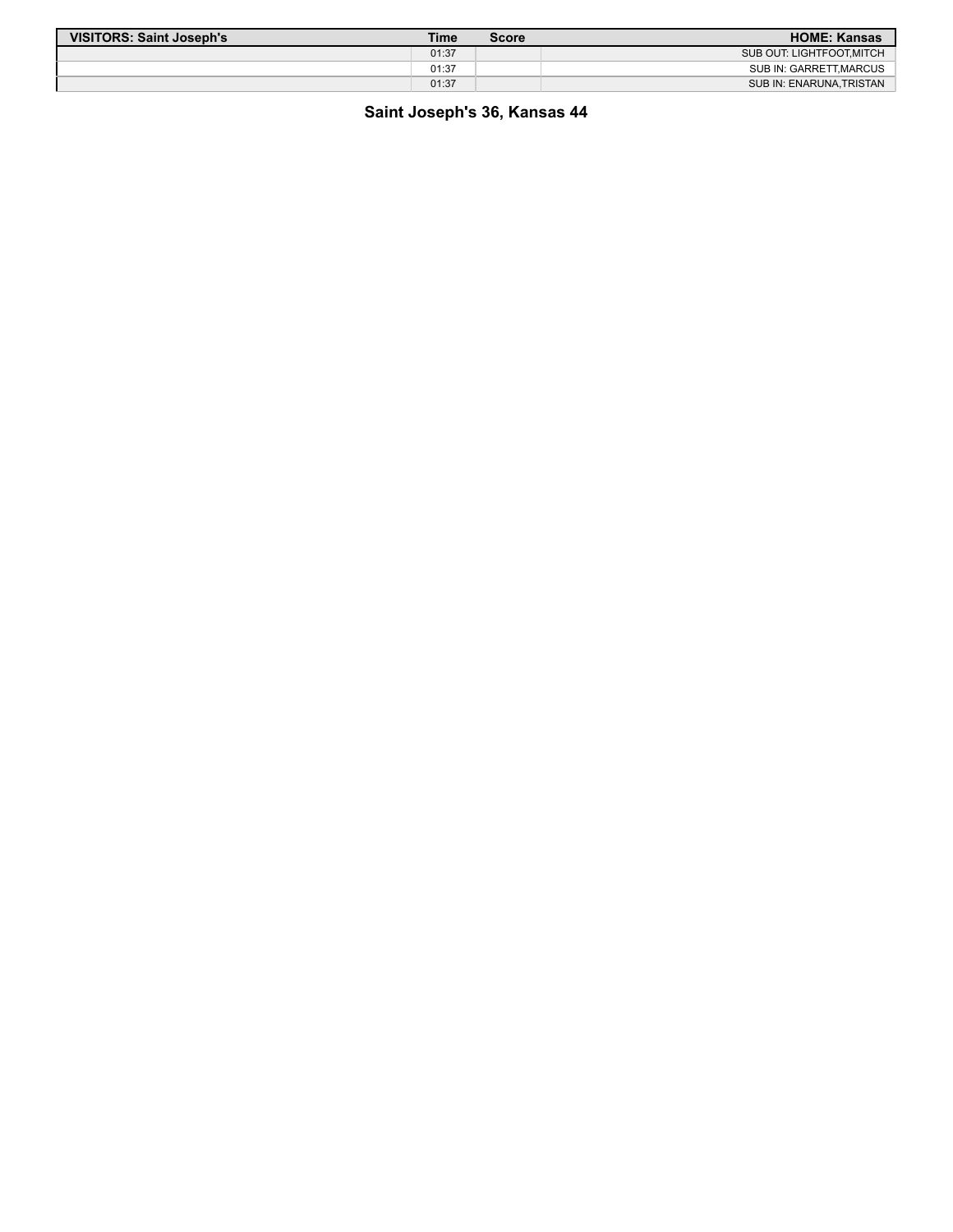| VISITORS: Saint Joseph's | Time | Score | HOME: Kansas |
| --- | --- | --- | --- |
| | 01:37 | | SUB OUT: LIGHTFOOT,MITCH |
| | 01:37 | | SUB IN: GARRETT,MARCUS |
| | 01:37 | | SUB IN: ENARUNA,TRISTAN |

**Saint Joseph's 36, Kansas 44**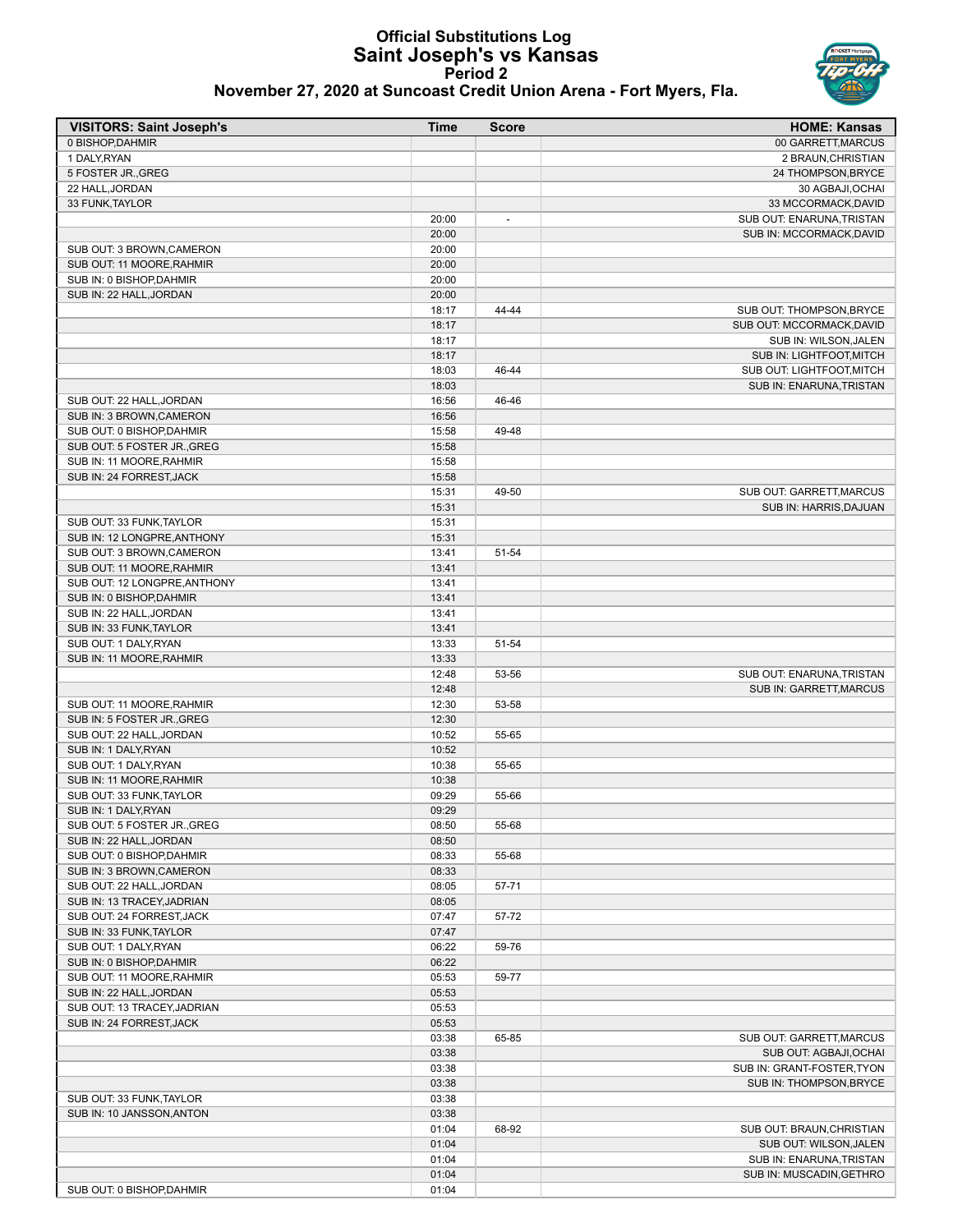# Official Substitutions Log
## Saint Joseph's vs Kansas
### Period 2
### November 27, 2020 at Suncoast Credit Union Arena - Fort Myers, Fla.

| VISITORS: Saint Joseph's | Time | Score | HOME: Kansas |
|---|---|---|---|
| 0 BISHOP,DAHMIR | | | 00 GARRETT,MARCUS |
| 1 DALY,RYAN | | | 2 BRAUN,CHRISTIAN |
| 5 FOSTER JR.,GREG | | | 24 THOMPSON,BRYCE |
| 22 HALL,JORDAN | | | 30 AGBAJI,OCHAI |
| 33 FUNK,TAYLOR | | | 33 MCCORMACK,DAVID |
| | 20:00 | - | SUB OUT: ENARUNA,TRISTAN |
| | 20:00 | | SUB IN: MCCORMACK,DAVID |
| SUB OUT: 3 BROWN,CAMERON | 20:00 | | |
| SUB OUT: 11 MOORE,RAHMIR | 20:00 | | |
| SUB IN: 0 BISHOP,DAHMIR | 20:00 | | |
| SUB IN: 22 HALL,JORDAN | 20:00 | | |
| | 18:17 | 44-44 | SUB OUT: THOMPSON,BRYCE |
| | 18:17 | | SUB OUT: MCCORMACK,DAVID |
| | 18:17 | | SUB IN: WILSON,JALEN |
| | 18:17 | | SUB IN: LIGHTFOOT,MITCH |
| | 18:03 | 46-44 | SUB OUT: LIGHTFOOT,MITCH |
| | 18:03 | | SUB IN: ENARUNA,TRISTAN |
| SUB OUT: 22 HALL,JORDAN | 16:56 | 46-46 | |
| SUB IN: 3 BROWN,CAMERON | 16:56 | | |
| SUB OUT: 0 BISHOP,DAHMIR | 15:58 | 49-48 | |
| SUB OUT: 5 FOSTER JR.,GREG | 15:58 | | |
| SUB IN: 11 MOORE,RAHMIR | 15:58 | | |
| SUB IN: 24 FORREST,JACK | 15:58 | | |
| | 15:31 | 49-50 | SUB OUT: GARRETT,MARCUS |
| | 15:31 | | SUB IN: HARRIS,DAJUAN |
| SUB OUT: 33 FUNK,TAYLOR | 15:31 | | |
| SUB IN: 12 LONGPRE,ANTHONY | 15:31 | | |
| SUB OUT: 3 BROWN,CAMERON | 13:41 | 51-54 | |
| SUB OUT: 11 MOORE,RAHMIR | 13:41 | | |
| SUB OUT: 12 LONGPRE,ANTHONY | 13:41 | | |
| SUB IN: 0 BISHOP,DAHMIR | 13:41 | | |
| SUB IN: 22 HALL,JORDAN | 13:41 | | |
| SUB IN: 33 FUNK,TAYLOR | 13:41 | | |
| SUB OUT: 1 DALY,RYAN | 13:33 | 51-54 | |
| SUB IN: 11 MOORE,RAHMIR | 13:33 | | |
| | 12:48 | 53-56 | SUB OUT: ENARUNA,TRISTAN |
| | 12:48 | | SUB IN: GARRETT,MARCUS |
| SUB OUT: 11 MOORE,RAHMIR | 12:30 | 53-58 | |
| SUB IN: 5 FOSTER JR.,GREG | 12:30 | | |
| SUB OUT: 22 HALL,JORDAN | 10:52 | 55-65 | |
| SUB IN: 1 DALY,RYAN | 10:52 | | |
| SUB OUT: 1 DALY,RYAN | 10:38 | 55-65 | |
| SUB IN: 11 MOORE,RAHMIR | 10:38 | | |
| SUB OUT: 33 FUNK,TAYLOR | 09:29 | 55-66 | |
| SUB IN: 1 DALY,RYAN | 09:29 | | |
| SUB OUT: 5 FOSTER JR.,GREG | 08:50 | 55-68 | |
| SUB IN: 22 HALL,JORDAN | 08:50 | | |
| SUB OUT: 0 BISHOP,DAHMIR | 08:33 | 55-68 | |
| SUB IN: 3 BROWN,CAMERON | 08:33 | | |
| SUB OUT: 22 HALL,JORDAN | 08:05 | 57-71 | |
| SUB IN: 13 TRACEY,JADRIAN | 08:05 | | |
| SUB OUT: 24 FORREST,JACK | 07:47 | 57-72 | |
| SUB IN: 33 FUNK,TAYLOR | 07:47 | | |
| SUB OUT: 1 DALY,RYAN | 06:22 | 59-76 | |
| SUB IN: 0 BISHOP,DAHMIR | 06:22 | | |
| SUB OUT: 11 MOORE,RAHMIR | 05:53 | 59-77 | |
| SUB IN: 22 HALL,JORDAN | 05:53 | | |
| SUB OUT: 13 TRACEY,JADRIAN | 05:53 | | |
| SUB IN: 24 FORREST,JACK | 05:53 | | |
| | 03:38 | 65-85 | SUB OUT: GARRETT,MARCUS |
| | 03:38 | | SUB OUT: AGBAJI,OCHAI |
| | 03:38 | | SUB IN: GRANT-FOSTER,TYON |
| | 03:38 | | SUB IN: THOMPSON,BRYCE |
| SUB OUT: 33 FUNK,TAYLOR | 03:38 | | |
| SUB IN: 10 JANSSON,ANTON | 03:38 | | |
| | 01:04 | 68-92 | SUB OUT: BRAUN,CHRISTIAN |
| | 01:04 | | SUB OUT: WILSON,JALEN |
| | 01:04 | | SUB IN: ENARUNA,TRISTAN |
| | 01:04 | | SUB IN: MUSCADIN,GETHRO |
| SUB OUT: 0 BISHOP,DAHMIR | 01:04 | | |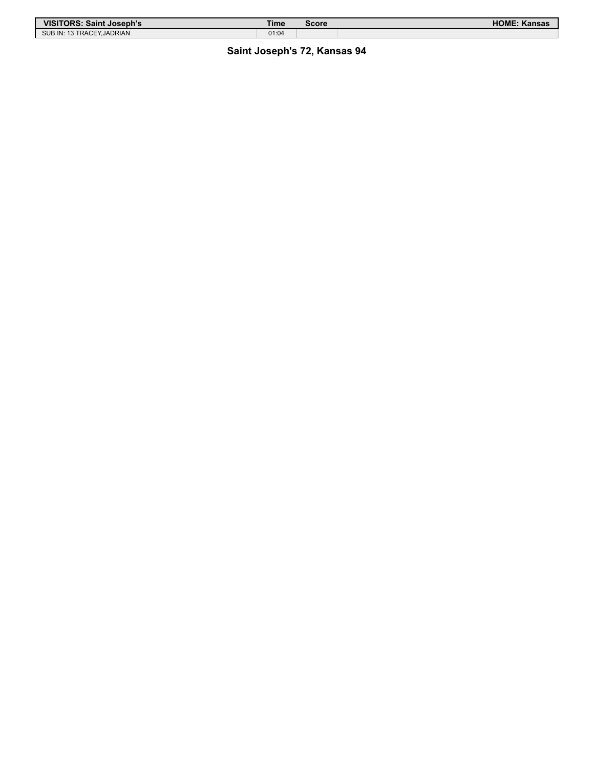| VISITORS: Saint Joseph's | Time | Score | | HOME: Kansas |
| --- | --- | --- | --- | --- |
| SUB IN: 13 TRACEY,JADRIAN | 01:04 | | | |

**Saint Joseph's 72, Kansas 94**